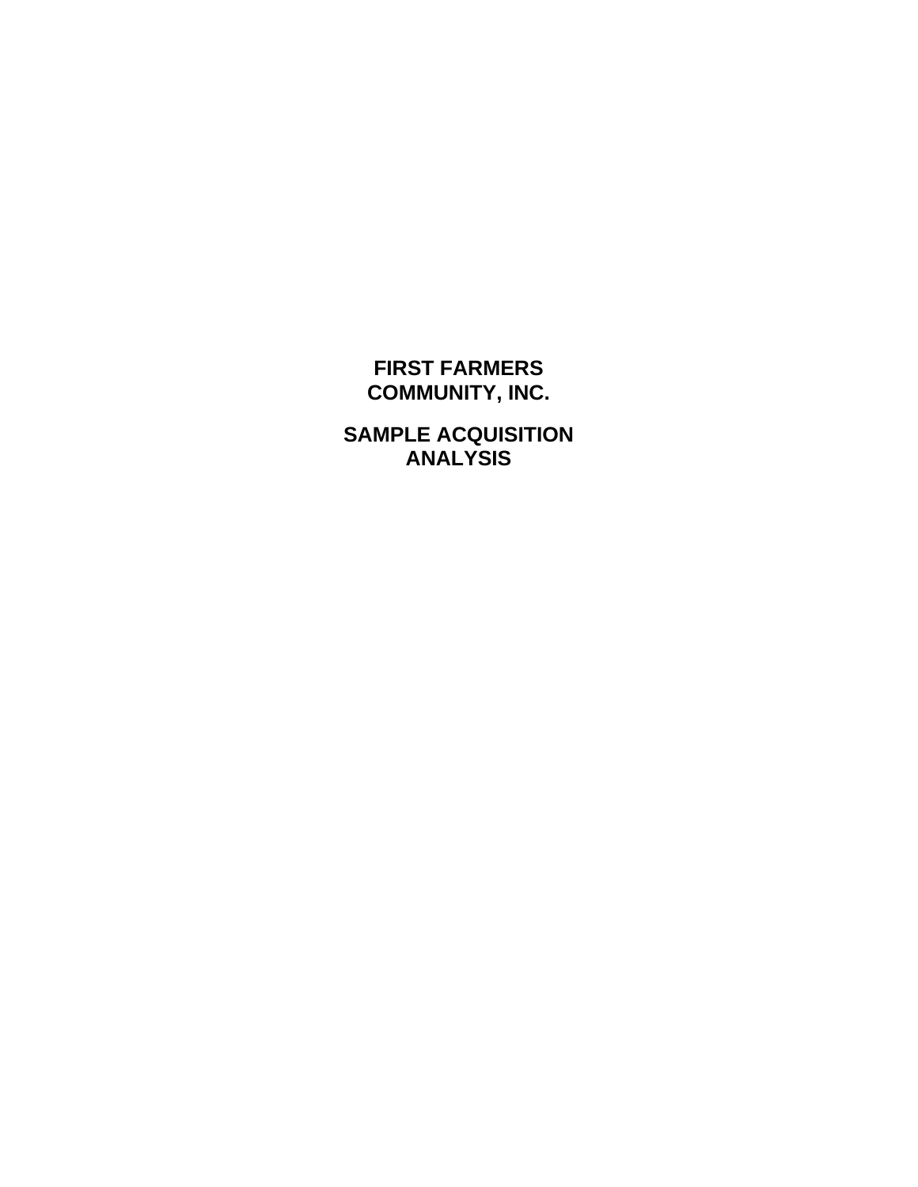# FIRST FARMERS COMMUNITY, INC.

# SAMPLE ACQUISITION ANALYSIS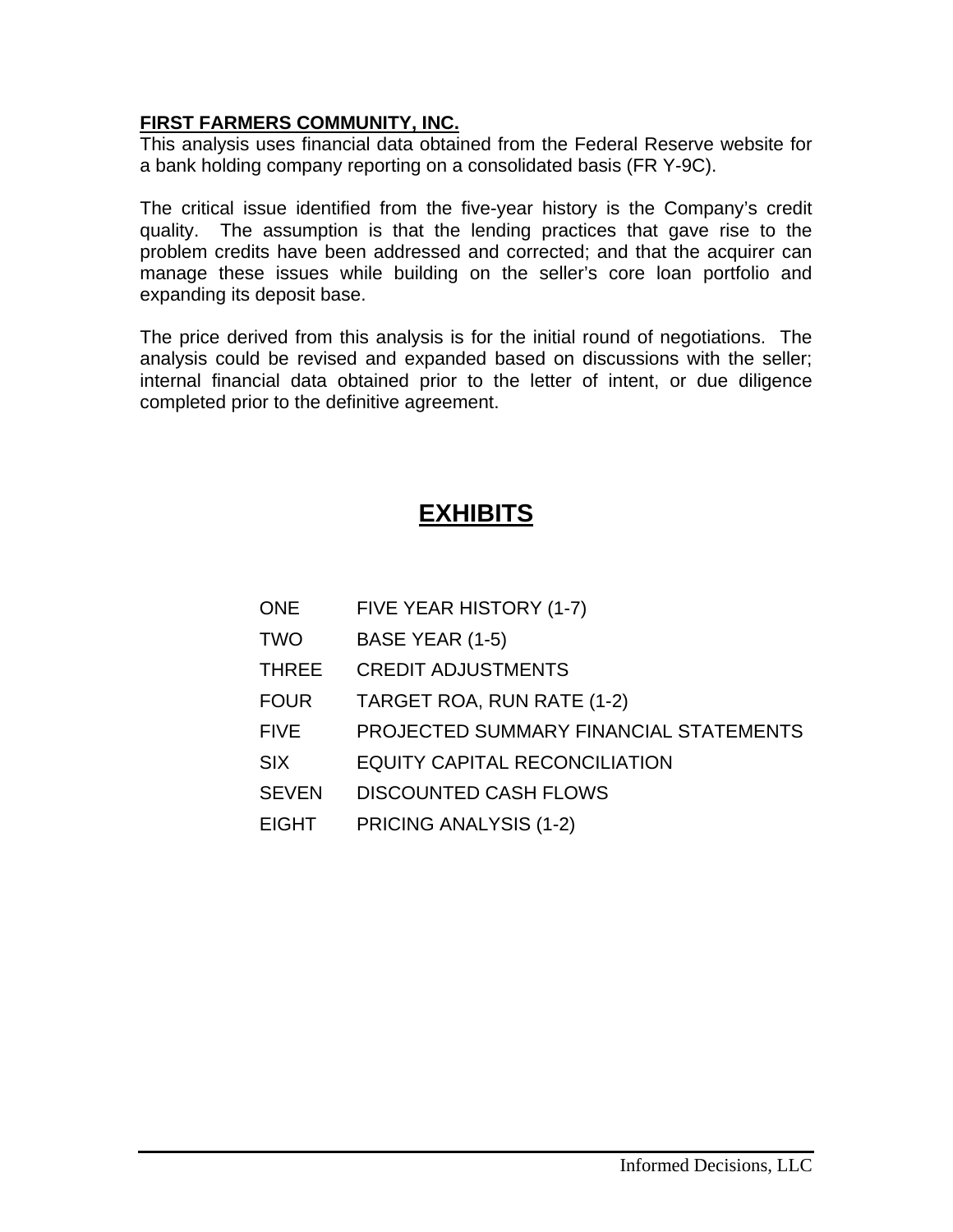**FIRST FARMERS COMMUNITY, INC.**

This analysis uses financial data obtained from the Federal Reserve website for a bank holding company reporting on a consolidated basis (FR Y-9C).

The critical issue identified from the five-year history is the Company's credit quality. The assumption is that the lending practices that gave rise to the problem credits have been addressed and corrected; and that the acquirer can manage these issues while building on the seller's core loan portfolio and expanding its deposit base.

The price derived from this analysis is for the initial round of negotiations. The analysis could be revised and expanded based on discussions with the seller; internal financial data obtained prior to the letter of intent, or due diligence completed prior to the definitive agreement.

# EXHIBITS

| | |
|---|---|
| ONE | FIVE YEAR HISTORY (1-7) |
| TWO | BASE YEAR (1-5) |
| THREE | CREDIT ADJUSTMENTS |
| FOUR | TARGET ROA, RUN RATE (1-2) |
| FIVE | PROJECTED SUMMARY FINANCIAL STATEMENTS |
| SIX | EQUITY CAPITAL RECONCILIATION |
| SEVEN | DISCOUNTED CASH FLOWS |
| EIGHT | PRICING ANALYSIS (1-2) |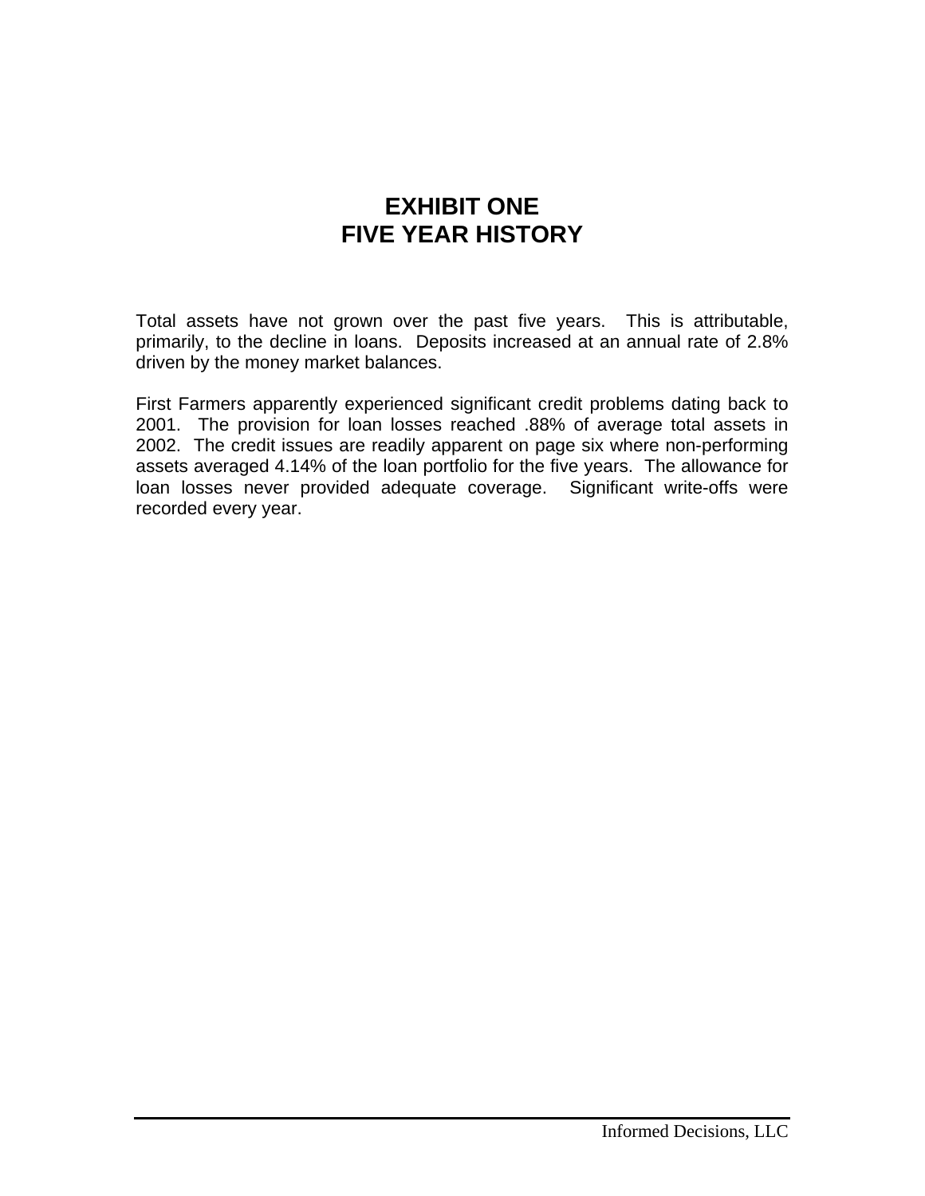# EXHIBIT ONE
# FIVE YEAR HISTORY

Total assets have not grown over the past five years. This is attributable, primarily, to the decline in loans. Deposits increased at an annual rate of 2.8% driven by the money market balances.

First Farmers apparently experienced significant credit problems dating back to 2001. The provision for loan losses reached .88% of average total assets in 2002. The credit issues are readily apparent on page six where non-performing assets averaged 4.14% of the loan portfolio for the five years. The allowance for loan losses never provided adequate coverage. Significant write-offs were recorded every year.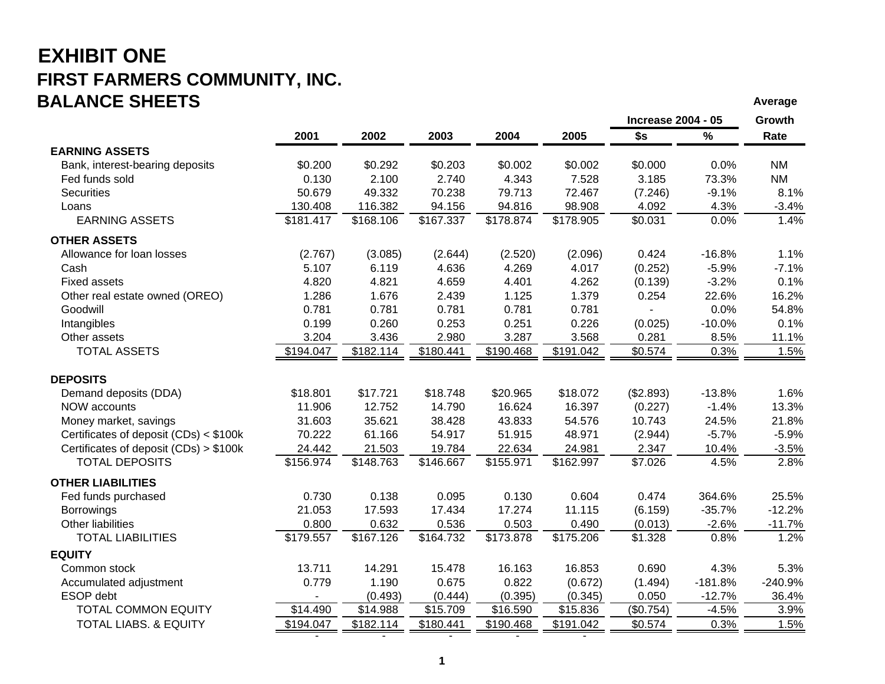# EXHIBIT ONE

## FIRST FARMERS COMMUNITY, INC.

## BALANCE SHEETS

| | 2001 | 2002 | 2003 | 2004 | 2005 | Increase 2004 - 05 $s | Increase 2004 - 05 % | Average Growth Rate |
|---|---|---|---|---|---|---|---|---|
| **EARNING ASSETS** | | | | | | | | |
| Bank, interest-bearing deposits | $0.200 | $0.292 | $0.203 | $0.002 | $0.002 | $0.000 | 0.0% | NM |
| Fed funds sold | 0.130 | 2.100 | 2.740 | 4.343 | 7.528 | 3.185 | 73.3% | NM |
| Securities | 50.679 | 49.332 | 70.238 | 79.713 | 72.467 | (7.246) | -9.1% | 8.1% |
| Loans | 130.408 | 116.382 | 94.156 | 94.816 | 98.908 | 4.092 | 4.3% | -3.4% |
| EARNING ASSETS | $181.417 | $168.106 | $167.337 | $178.874 | $178.905 | $0.031 | 0.0% | 1.4% |
| **OTHER ASSETS** | | | | | | | | |
| Allowance for loan losses | (2.767) | (3.085) | (2.644) | (2.520) | (2.096) | 0.424 | -16.8% | 1.1% |
| Cash | 5.107 | 6.119 | 4.636 | 4.269 | 4.017 | (0.252) | -5.9% | -7.1% |
| Fixed assets | 4.820 | 4.821 | 4.659 | 4.401 | 4.262 | (0.139) | -3.2% | 0.1% |
| Other real estate owned (OREO) | 1.286 | 1.676 | 2.439 | 1.125 | 1.379 | 0.254 | 22.6% | 16.2% |
| Goodwill | 0.781 | 0.781 | 0.781 | 0.781 | 0.781 | - | 0.0% | 54.8% |
| Intangibles | 0.199 | 0.260 | 0.253 | 0.251 | 0.226 | (0.025) | -10.0% | 0.1% |
| Other assets | 3.204 | 3.436 | 2.980 | 3.287 | 3.568 | 0.281 | 8.5% | 11.1% |
| TOTAL ASSETS | $194.047 | $182.114 | $180.441 | $190.468 | $191.042 | $0.574 | 0.3% | 1.5% |
| **DEPOSITS** | | | | | | | | |
| Demand deposits (DDA) | $18.801 | $17.721 | $18.748 | $20.965 | $18.072 | ($2.893) | -13.8% | 1.6% |
| NOW accounts | 11.906 | 12.752 | 14.790 | 16.624 | 16.397 | (0.227) | -1.4% | 13.3% |
| Money market, savings | 31.603 | 35.621 | 38.428 | 43.833 | 54.576 | 10.743 | 24.5% | 21.8% |
| Certificates of deposit (CDs) < $100k | 70.222 | 61.166 | 54.917 | 51.915 | 48.971 | (2.944) | -5.7% | -5.9% |
| Certificates of deposit (CDs) > $100k | 24.442 | 21.503 | 19.784 | 22.634 | 24.981 | 2.347 | 10.4% | -3.5% |
| TOTAL DEPOSITS | $156.974 | $148.763 | $146.667 | $155.971 | $162.997 | $7.026 | 4.5% | 2.8% |
| **OTHER LIABILITIES** | | | | | | | | |
| Fed funds purchased | 0.730 | 0.138 | 0.095 | 0.130 | 0.604 | 0.474 | 364.6% | 25.5% |
| Borrowings | 21.053 | 17.593 | 17.434 | 17.274 | 11.115 | (6.159) | -35.7% | -12.2% |
| Other liabilities | 0.800 | 0.632 | 0.536 | 0.503 | 0.490 | (0.013) | -2.6% | -11.7% |
| TOTAL LIABILITIES | $179.557 | $167.126 | $164.732 | $173.878 | $175.206 | $1.328 | 0.8% | 1.2% |
| **EQUITY** | | | | | | | | |
| Common stock | 13.711 | 14.291 | 15.478 | 16.163 | 16.853 | 0.690 | 4.3% | 5.3% |
| Accumulated adjustment | 0.779 | 1.190 | 0.675 | 0.822 | (0.672) | (1.494) | -181.8% | -240.9% |
| ESOP debt | - | (0.493) | (0.444) | (0.395) | (0.345) | 0.050 | -12.7% | 36.4% |
| TOTAL COMMON EQUITY | $14.490 | $14.988 | $15.709 | $16.590 | $15.836 | ($0.754) | -4.5% | 3.9% |
| TOTAL LIABS. & EQUITY | $194.047 | $182.114 | $180.441 | $190.468 | $191.042 | $0.574 | 0.3% | 1.5% |
| | - | - | - | - | - | | | |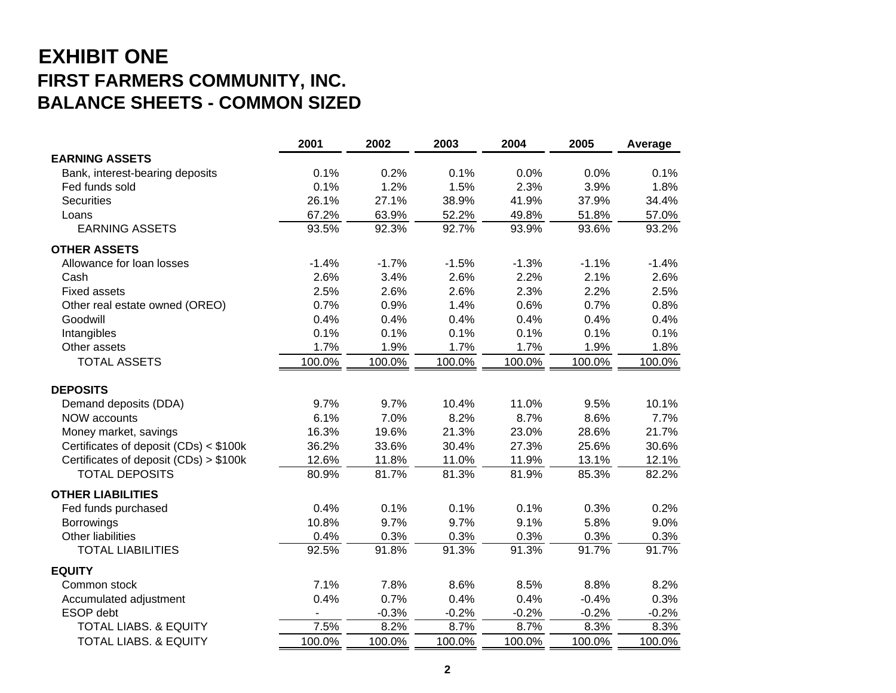# EXHIBIT ONE

## FIRST FARMERS COMMUNITY, INC.

## BALANCE SHEETS - COMMON SIZED

| | 2001 | 2002 | 2003 | 2004 | 2005 | Average |
|---|---|---|---|---|---|---|
| **EARNING ASSETS** | | | | | | |
| Bank, interest-bearing deposits | 0.1% | 0.2% | 0.1% | 0.0% | 0.0% | 0.1% |
| Fed funds sold | 0.1% | 1.2% | 1.5% | 2.3% | 3.9% | 1.8% |
| Securities | 26.1% | 27.1% | 38.9% | 41.9% | 37.9% | 34.4% |
| Loans | 67.2% | 63.9% | 52.2% | 49.8% | 51.8% | 57.0% |
| EARNING ASSETS | 93.5% | 92.3% | 92.7% | 93.9% | 93.6% | 93.2% |
| **OTHER ASSETS** | | | | | | |
| Allowance for loan losses | -1.4% | -1.7% | -1.5% | -1.3% | -1.1% | -1.4% |
| Cash | 2.6% | 3.4% | 2.6% | 2.2% | 2.1% | 2.6% |
| Fixed assets | 2.5% | 2.6% | 2.6% | 2.3% | 2.2% | 2.5% |
| Other real estate owned (OREO) | 0.7% | 0.9% | 1.4% | 0.6% | 0.7% | 0.8% |
| Goodwill | 0.4% | 0.4% | 0.4% | 0.4% | 0.4% | 0.4% |
| Intangibles | 0.1% | 0.1% | 0.1% | 0.1% | 0.1% | 0.1% |
| Other assets | 1.7% | 1.9% | 1.7% | 1.7% | 1.9% | 1.8% |
| TOTAL ASSETS | 100.0% | 100.0% | 100.0% | 100.0% | 100.0% | 100.0% |
| **DEPOSITS** | | | | | | |
| Demand deposits (DDA) | 9.7% | 9.7% | 10.4% | 11.0% | 9.5% | 10.1% |
| NOW accounts | 6.1% | 7.0% | 8.2% | 8.7% | 8.6% | 7.7% |
| Money market, savings | 16.3% | 19.6% | 21.3% | 23.0% | 28.6% | 21.7% |
| Certificates of deposit (CDs) < $100k | 36.2% | 33.6% | 30.4% | 27.3% | 25.6% | 30.6% |
| Certificates of deposit (CDs) > $100k | 12.6% | 11.8% | 11.0% | 11.9% | 13.1% | 12.1% |
| TOTAL DEPOSITS | 80.9% | 81.7% | 81.3% | 81.9% | 85.3% | 82.2% |
| **OTHER LIABILITIES** | | | | | | |
| Fed funds purchased | 0.4% | 0.1% | 0.1% | 0.1% | 0.3% | 0.2% |
| Borrowings | 10.8% | 9.7% | 9.7% | 9.1% | 5.8% | 9.0% |
| Other liabilities | 0.4% | 0.3% | 0.3% | 0.3% | 0.3% | 0.3% |
| TOTAL LIABILITIES | 92.5% | 91.8% | 91.3% | 91.3% | 91.7% | 91.7% |
| **EQUITY** | | | | | | |
| Common stock | 7.1% | 7.8% | 8.6% | 8.5% | 8.8% | 8.2% |
| Accumulated adjustment | 0.4% | 0.7% | 0.4% | 0.4% | -0.4% | 0.3% |
| ESOP debt | - | -0.3% | -0.2% | -0.2% | -0.2% | -0.2% |
| TOTAL LIABS. & EQUITY | 7.5% | 8.2% | 8.7% | 8.7% | 8.3% | 8.3% |
| TOTAL LIABS. & EQUITY | 100.0% | 100.0% | 100.0% | 100.0% | 100.0% | 100.0% |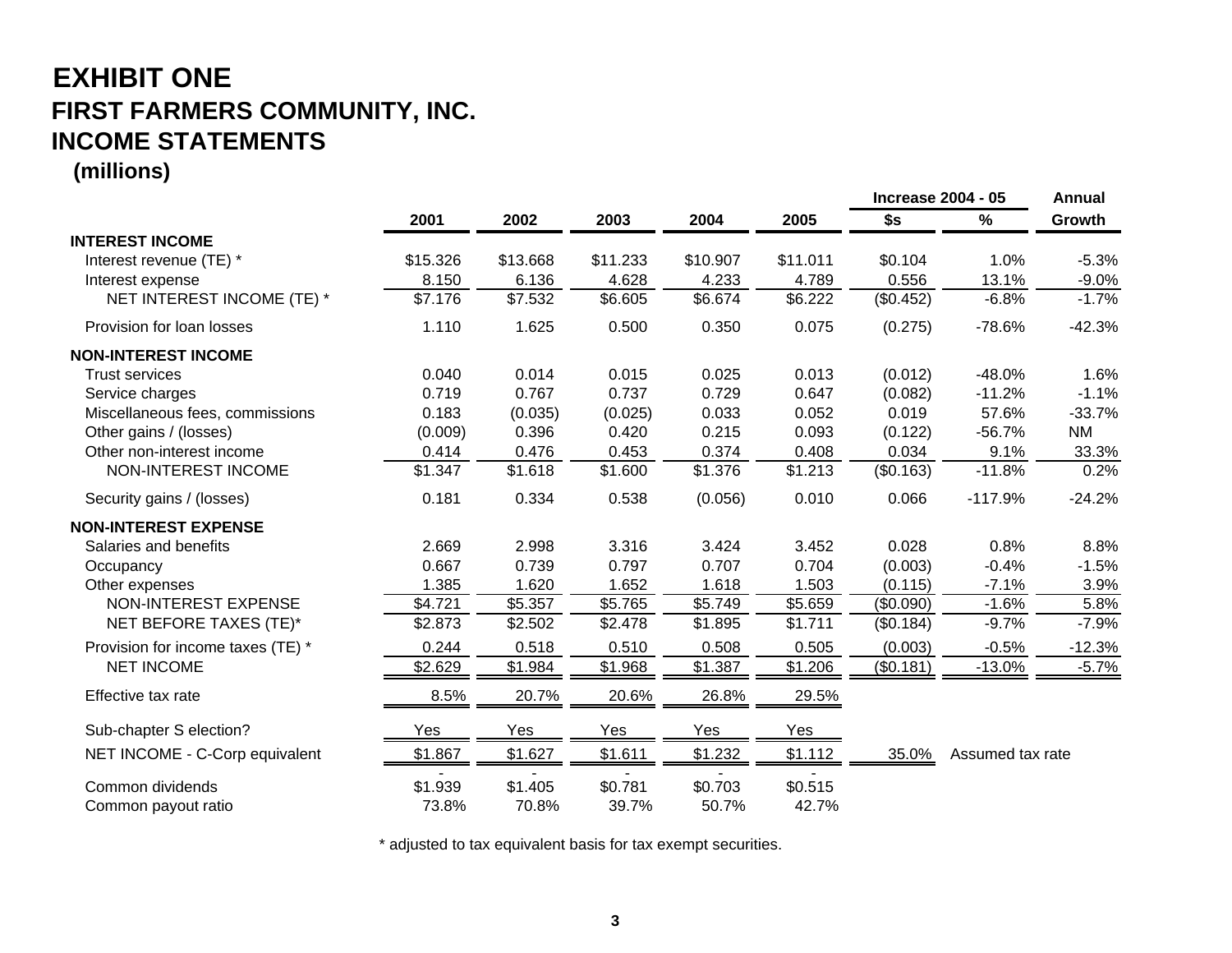# EXHIBIT ONE

## FIRST FARMERS COMMUNITY, INC.

## INCOME STATEMENTS

**(millions)**

| | 2001 | 2002 | 2003 | 2004 | 2005 | Increase 2004 - 05 $s | Increase 2004 - 05 % | Annual Growth |
|---|---|---|---|---|---|---|---|---|
| **INTEREST INCOME** | | | | | | | | |
| Interest revenue (TE) * | $15.326 | $13.668 | $11.233 | $10.907 | $11.011 | $0.104 | 1.0% | -5.3% |
| Interest expense | 8.150 | 6.136 | 4.628 | 4.233 | 4.789 | 0.556 | 13.1% | -9.0% |
| NET INTEREST INCOME (TE) * | $7.176 | $7.532 | $6.605 | $6.674 | $6.222 | ($0.452) | -6.8% | -1.7% |
| Provision for loan losses | 1.110 | 1.625 | 0.500 | 0.350 | 0.075 | (0.275) | -78.6% | -42.3% |
| **NON-INTEREST INCOME** | | | | | | | | |
| Trust services | 0.040 | 0.014 | 0.015 | 0.025 | 0.013 | (0.012) | -48.0% | 1.6% |
| Service charges | 0.719 | 0.767 | 0.737 | 0.729 | 0.647 | (0.082) | -11.2% | -1.1% |
| Miscellaneous fees, commissions | 0.183 | (0.035) | (0.025) | 0.033 | 0.052 | 0.019 | 57.6% | -33.7% |
| Other gains / (losses) | (0.009) | 0.396 | 0.420 | 0.215 | 0.093 | (0.122) | -56.7% | NM |
| Other non-interest income | 0.414 | 0.476 | 0.453 | 0.374 | 0.408 | 0.034 | 9.1% | 33.3% |
| NON-INTEREST INCOME | $1.347 | $1.618 | $1.600 | $1.376 | $1.213 | ($0.163) | -11.8% | 0.2% |
| Security gains / (losses) | 0.181 | 0.334 | 0.538 | (0.056) | 0.010 | 0.066 | -117.9% | -24.2% |
| **NON-INTEREST EXPENSE** | | | | | | | | |
| Salaries and benefits | 2.669 | 2.998 | 3.316 | 3.424 | 3.452 | 0.028 | 0.8% | 8.8% |
| Occupancy | 0.667 | 0.739 | 0.797 | 0.707 | 0.704 | (0.003) | -0.4% | -1.5% |
| Other expenses | 1.385 | 1.620 | 1.652 | 1.618 | 1.503 | (0.115) | -7.1% | 3.9% |
| NON-INTEREST EXPENSE | $4.721 | $5.357 | $5.765 | $5.749 | $5.659 | ($0.090) | -1.6% | 5.8% |
| NET BEFORE TAXES (TE)* | $2.873 | $2.502 | $2.478 | $1.895 | $1.711 | ($0.184) | -9.7% | -7.9% |
| Provision for income taxes (TE) * | 0.244 | 0.518 | 0.510 | 0.508 | 0.505 | (0.003) | -0.5% | -12.3% |
| NET INCOME | $2.629 | $1.984 | $1.968 | $1.387 | $1.206 | ($0.181) | -13.0% | -5.7% |
| Effective tax rate | 8.5% | 20.7% | 20.6% | 26.8% | 29.5% | | | |
| Sub-chapter S election? | Yes | Yes | Yes | Yes | Yes | | | |
| NET INCOME - C-Corp equivalent | $1.867 | $1.627 | $1.611 | $1.232 | $1.112 | 35.0% | Assumed tax rate | |
| Common dividends | $1.939 | $1.405 | $0.781 | $0.703 | $0.515 | | | |
| Common payout ratio | 73.8% | 70.8% | 39.7% | 50.7% | 42.7% | | | |

* adjusted to tax equivalent basis for tax exempt securities.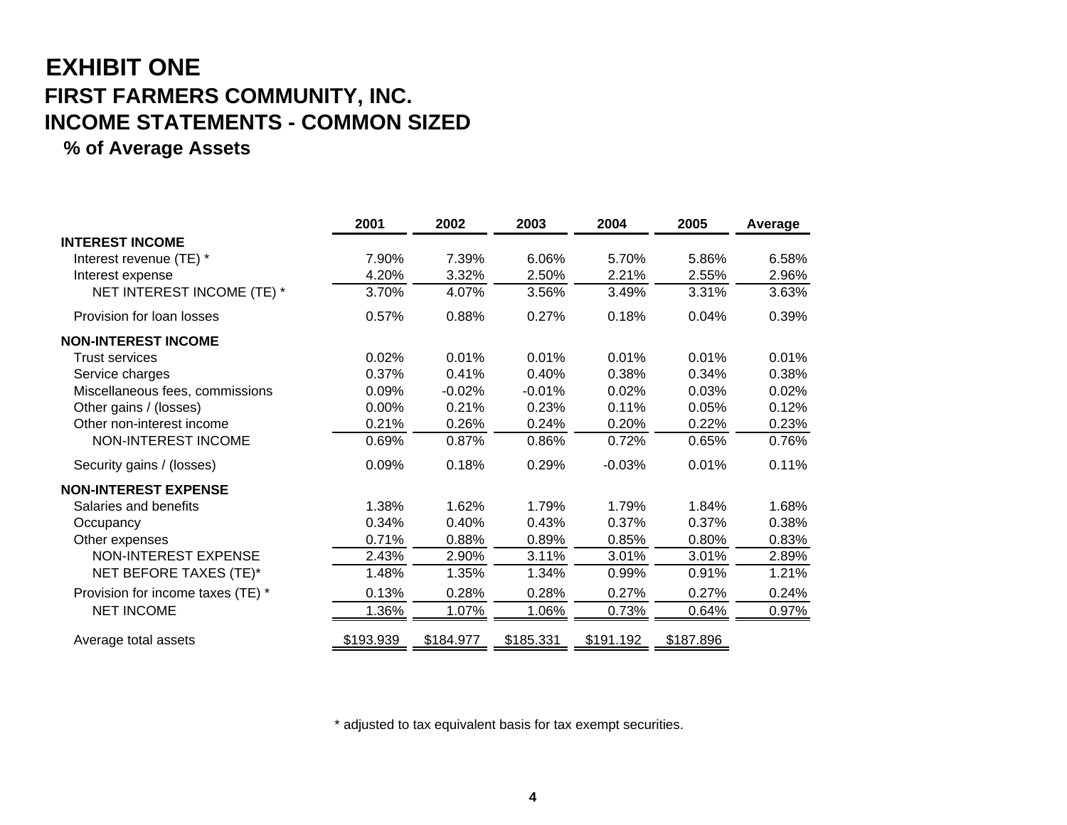# EXHIBIT ONE

## FIRST FARMERS COMMUNITY, INC.

## INCOME STATEMENTS - COMMON SIZED

### % of Average Assets

| | 2001 | 2002 | 2003 | 2004 | 2005 | Average |
|---|---|---|---|---|---|---|
| **INTEREST INCOME** | | | | | | |
| Interest revenue (TE) * | 7.90% | 7.39% | 6.06% | 5.70% | 5.86% | 6.58% |
| Interest expense | 4.20% | 3.32% | 2.50% | 2.21% | 2.55% | 2.96% |
| NET INTEREST INCOME (TE) * | 3.70% | 4.07% | 3.56% | 3.49% | 3.31% | 3.63% |
| Provision for loan losses | 0.57% | 0.88% | 0.27% | 0.18% | 0.04% | 0.39% |
| **NON-INTEREST INCOME** | | | | | | |
| Trust services | 0.02% | 0.01% | 0.01% | 0.01% | 0.01% | 0.01% |
| Service charges | 0.37% | 0.41% | 0.40% | 0.38% | 0.34% | 0.38% |
| Miscellaneous fees, commissions | 0.09% | -0.02% | -0.01% | 0.02% | 0.03% | 0.02% |
| Other gains / (losses) | 0.00% | 0.21% | 0.23% | 0.11% | 0.05% | 0.12% |
| Other non-interest income | 0.21% | 0.26% | 0.24% | 0.20% | 0.22% | 0.23% |
| NON-INTEREST INCOME | 0.69% | 0.87% | 0.86% | 0.72% | 0.65% | 0.76% |
| Security gains / (losses) | 0.09% | 0.18% | 0.29% | -0.03% | 0.01% | 0.11% |
| **NON-INTEREST EXPENSE** | | | | | | |
| Salaries and benefits | 1.38% | 1.62% | 1.79% | 1.79% | 1.84% | 1.68% |
| Occupancy | 0.34% | 0.40% | 0.43% | 0.37% | 0.37% | 0.38% |
| Other expenses | 0.71% | 0.88% | 0.89% | 0.85% | 0.80% | 0.83% |
| NON-INTEREST EXPENSE | 2.43% | 2.90% | 3.11% | 3.01% | 3.01% | 2.89% |
| NET BEFORE TAXES (TE)* | 1.48% | 1.35% | 1.34% | 0.99% | 0.91% | 1.21% |
| Provision for income taxes (TE) * | 0.13% | 0.28% | 0.28% | 0.27% | 0.27% | 0.24% |
| NET INCOME | 1.36% | 1.07% | 1.06% | 0.73% | 0.64% | 0.97% |
| Average total assets | $193.939 | $184.977 | $185.331 | $191.192 | $187.896 | |

\* adjusted to tax equivalent basis for tax exempt securities.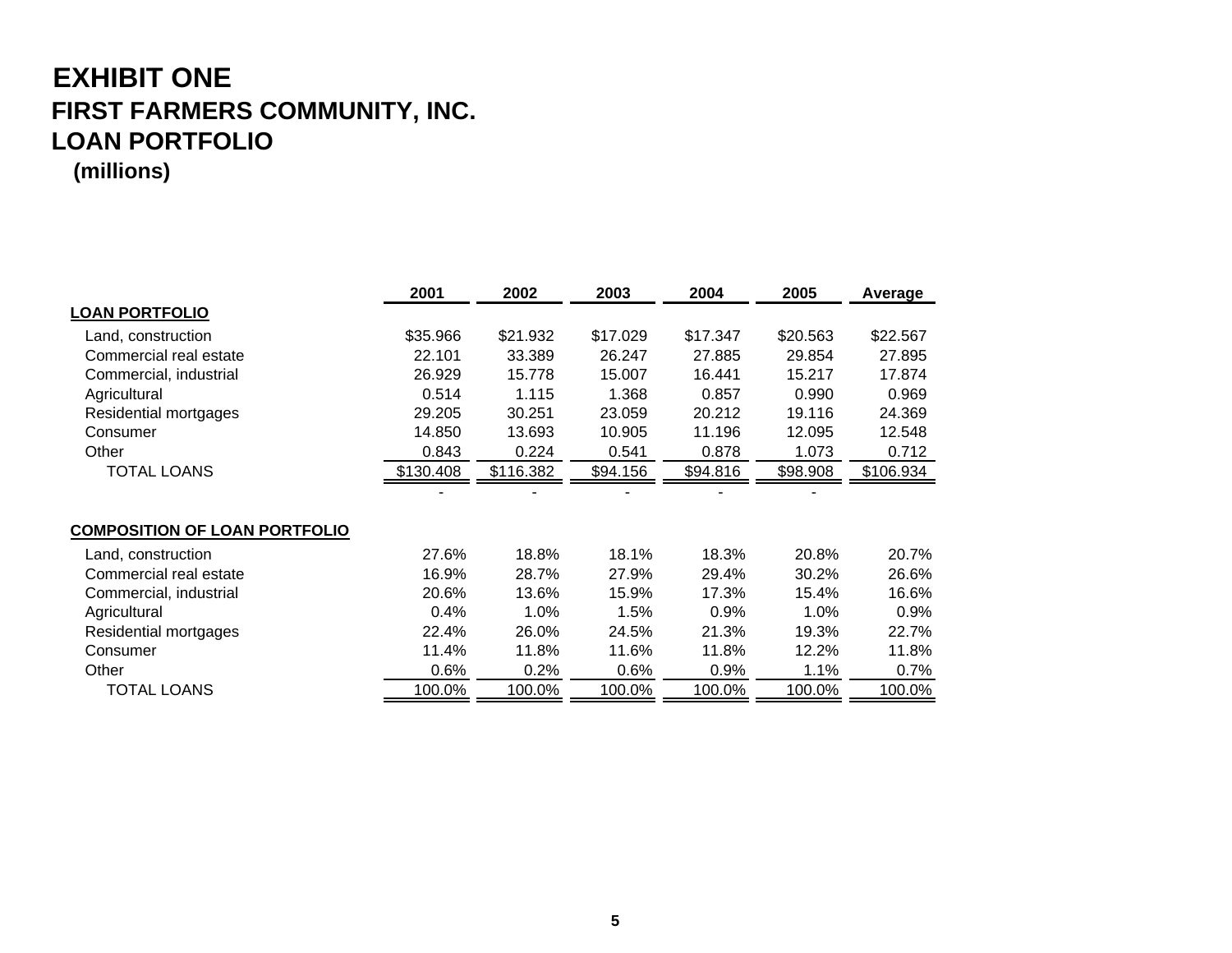# EXHIBIT ONE

## FIRST FARMERS COMMUNITY, INC.

## LOAN PORTFOLIO

**(millions)**

| | 2001 | 2002 | 2003 | 2004 | 2005 | Average |
|---|---|---|---|---|---|---|
| **LOAN PORTFOLIO** | | | | | | |
| Land, construction | $35.966 | $21.932 | $17.029 | $17.347 | $20.563 | $22.567 |
| Commercial real estate | 22.101 | 33.389 | 26.247 | 27.885 | 29.854 | 27.895 |
| Commercial, industrial | 26.929 | 15.778 | 15.007 | 16.441 | 15.217 | 17.874 |
| Agricultural | 0.514 | 1.115 | 1.368 | 0.857 | 0.990 | 0.969 |
| Residential mortgages | 29.205 | 30.251 | 23.059 | 20.212 | 19.116 | 24.369 |
| Consumer | 14.850 | 13.693 | 10.905 | 11.196 | 12.095 | 12.548 |
| Other | 0.843 | 0.224 | 0.541 | 0.878 | 1.073 | 0.712 |
| TOTAL LOANS | $130.408 | $116.382 | $94.156 | $94.816 | $98.908 | $106.934 |
| | - | - | - | - | - | |
| **COMPOSITION OF LOAN PORTFOLIO** | | | | | | |
| Land, construction | 27.6% | 18.8% | 18.1% | 18.3% | 20.8% | 20.7% |
| Commercial real estate | 16.9% | 28.7% | 27.9% | 29.4% | 30.2% | 26.6% |
| Commercial, industrial | 20.6% | 13.6% | 15.9% | 17.3% | 15.4% | 16.6% |
| Agricultural | 0.4% | 1.0% | 1.5% | 0.9% | 1.0% | 0.9% |
| Residential mortgages | 22.4% | 26.0% | 24.5% | 21.3% | 19.3% | 22.7% |
| Consumer | 11.4% | 11.8% | 11.6% | 11.8% | 12.2% | 11.8% |
| Other | 0.6% | 0.2% | 0.6% | 0.9% | 1.1% | 0.7% |
| TOTAL LOANS | 100.0% | 100.0% | 100.0% | 100.0% | 100.0% | 100.0% |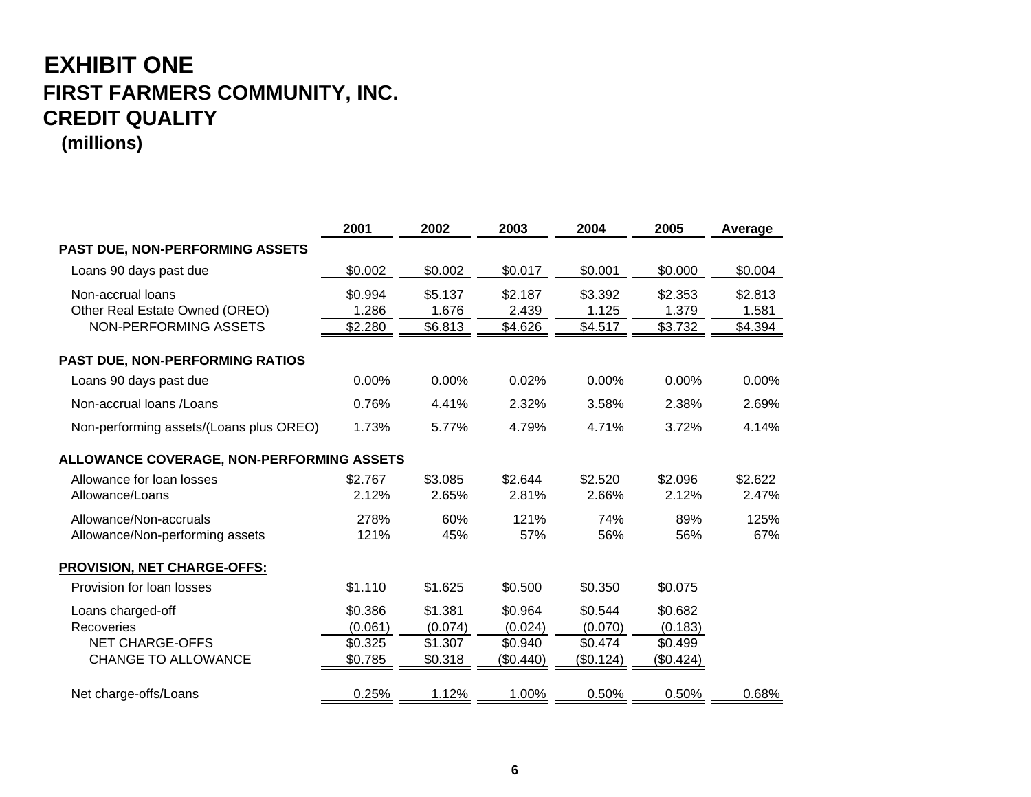# EXHIBIT ONE
## FIRST FARMERS COMMUNITY, INC.
## CREDIT QUALITY
**(millions)**

| | 2001 | 2002 | 2003 | 2004 | 2005 | Average |
|---|---|---|---|---|---|---|
| **PAST DUE, NON-PERFORMING ASSETS** | | | | | | |
| Loans 90 days past due | $0.002 | $0.002 | $0.017 | $0.001 | $0.000 | $0.004 |
| Non-accrual loans | $0.994 | $5.137 | $2.187 | $3.392 | $2.353 | $2.813 |
| Other Real Estate Owned (OREO) | 1.286 | 1.676 | 2.439 | 1.125 | 1.379 | 1.581 |
| NON-PERFORMING ASSETS | $2.280 | $6.813 | $4.626 | $4.517 | $3.732 | $4.394 |
| **PAST DUE, NON-PERFORMING RATIOS** | | | | | | |
| Loans 90 days past due | 0.00% | 0.00% | 0.02% | 0.00% | 0.00% | 0.00% |
| Non-accrual loans /Loans | 0.76% | 4.41% | 2.32% | 3.58% | 2.38% | 2.69% |
| Non-performing assets/(Loans plus OREO) | 1.73% | 5.77% | 4.79% | 4.71% | 3.72% | 4.14% |
| **ALLOWANCE COVERAGE, NON-PERFORMING ASSETS** | | | | | | |
| Allowance for loan losses | $2.767 | $3.085 | $2.644 | $2.520 | $2.096 | $2.622 |
| Allowance/Loans | 2.12% | 2.65% | 2.81% | 2.66% | 2.12% | 2.47% |
| Allowance/Non-accruals | 278% | 60% | 121% | 74% | 89% | 125% |
| Allowance/Non-performing assets | 121% | 45% | 57% | 56% | 56% | 67% |
| **PROVISION, NET CHARGE-OFFS:** | | | | | | |
| Provision for loan losses | $1.110 | $1.625 | $0.500 | $0.350 | $0.075 | |
| Loans charged-off | $0.386 | $1.381 | $0.964 | $0.544 | $0.682 | |
| Recoveries | (0.061) | (0.074) | (0.024) | (0.070) | (0.183) | |
| NET CHARGE-OFFS | $0.325 | $1.307 | $0.940 | $0.474 | $0.499 | |
| CHANGE TO ALLOWANCE | $0.785 | $0.318 | ($0.440) | ($0.124) | ($0.424) | |
| Net charge-offs/Loans | 0.25% | 1.12% | 1.00% | 0.50% | 0.50% | 0.68% |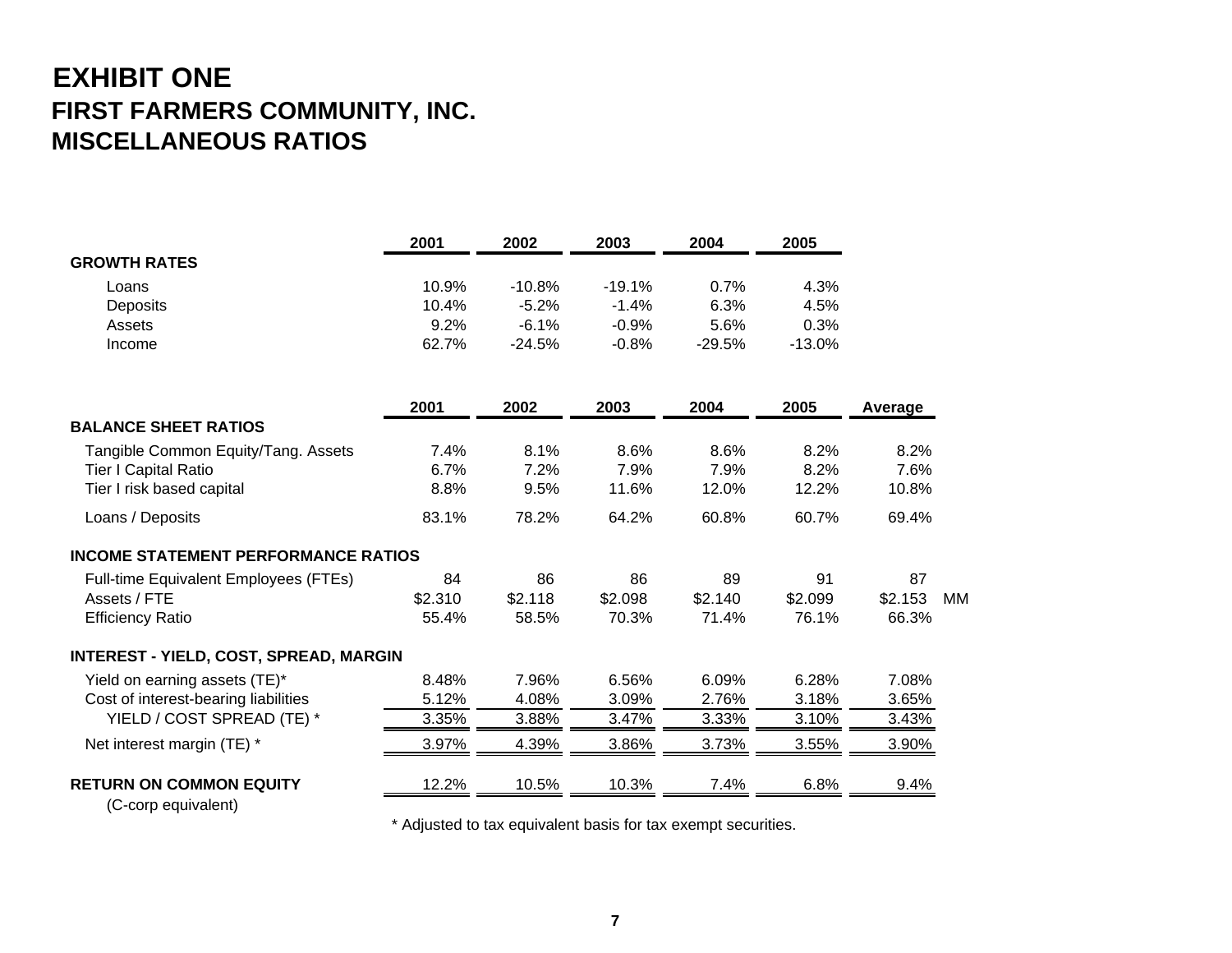# EXHIBIT ONE

## FIRST FARMERS COMMUNITY, INC.

## MISCELLANEOUS RATIOS

| | 2001 | 2002 | 2003 | 2004 | 2005 |
|---|---|---|---|---|---|
| **GROWTH RATES** | | | | | |
| Loans | 10.9% | -10.8% | -19.1% | 0.7% | 4.3% |
| Deposits | 10.4% | -5.2% | -1.4% | 6.3% | 4.5% |
| Assets | 9.2% | -6.1% | -0.9% | 5.6% | 0.3% |
| Income | 62.7% | -24.5% | -0.8% | -29.5% | -13.0% |

| | 2001 | 2002 | 2003 | 2004 | 2005 | Average | |
|---|---|---|---|---|---|---|---|
| **BALANCE SHEET RATIOS** | | | | | | | |
| Tangible Common Equity/Tang. Assets | 7.4% | 8.1% | 8.6% | 8.6% | 8.2% | 8.2% | |
| Tier I Capital Ratio | 6.7% | 7.2% | 7.9% | 7.9% | 8.2% | 7.6% | |
| Tier I risk based capital | 8.8% | 9.5% | 11.6% | 12.0% | 12.2% | 10.8% | |
| Loans / Deposits | 83.1% | 78.2% | 64.2% | 60.8% | 60.7% | 69.4% | |
| **INCOME STATEMENT PERFORMANCE RATIOS** | | | | | | | |
| Full-time Equivalent Employees (FTEs) | 84 | 86 | 86 | 89 | 91 | 87 | |
| Assets / FTE | $2.310 | $2.118 | $2.098 | $2.140 | $2.099 | $2.153 | MM |
| Efficiency Ratio | 55.4% | 58.5% | 70.3% | 71.4% | 76.1% | 66.3% | |
| **INTEREST - YIELD, COST, SPREAD, MARGIN** | | | | | | | |
| Yield on earning assets (TE)* | 8.48% | 7.96% | 6.56% | 6.09% | 6.28% | 7.08% | |
| Cost of interest-bearing liabilities | 5.12% | 4.08% | 3.09% | 2.76% | 3.18% | 3.65% | |
| YIELD / COST SPREAD (TE) * | 3.35% | 3.88% | 3.47% | 3.33% | 3.10% | 3.43% | |
| Net interest margin (TE) * | 3.97% | 4.39% | 3.86% | 3.73% | 3.55% | 3.90% | |
| **RETURN ON COMMON EQUITY** (C-corp equivalent) | 12.2% | 10.5% | 10.3% | 7.4% | 6.8% | 9.4% | |

* Adjusted to tax equivalent basis for tax exempt securities.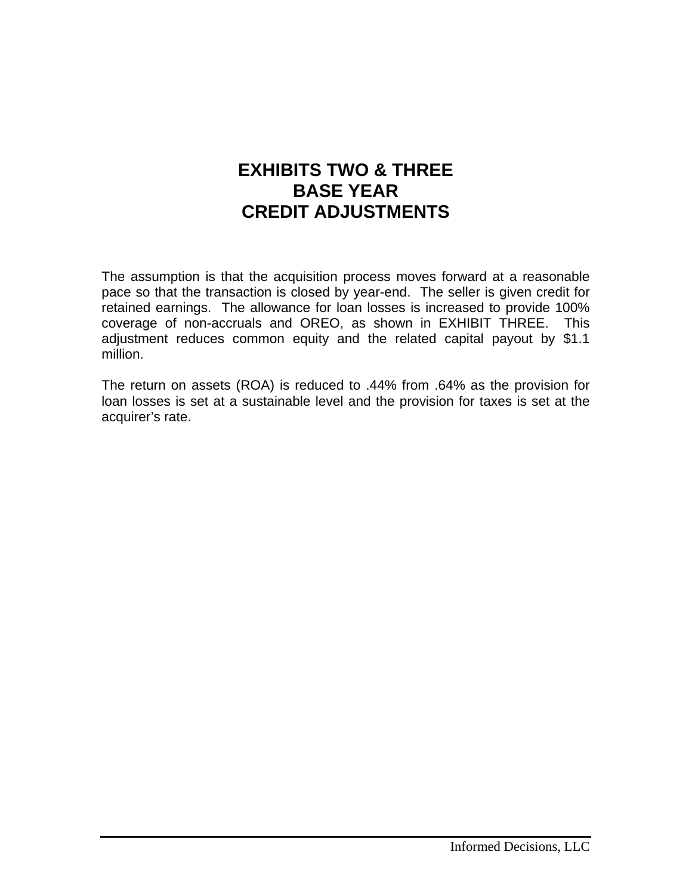# EXHIBITS TWO & THREE
# BASE YEAR
# CREDIT ADJUSTMENTS

The assumption is that the acquisition process moves forward at a reasonable pace so that the transaction is closed by year-end. The seller is given credit for retained earnings. The allowance for loan losses is increased to provide 100% coverage of non-accruals and OREO, as shown in EXHIBIT THREE. This adjustment reduces common equity and the related capital payout by $1.1 million.

The return on assets (ROA) is reduced to .44% from .64% as the provision for loan losses is set at a sustainable level and the provision for taxes is set at the acquirer's rate.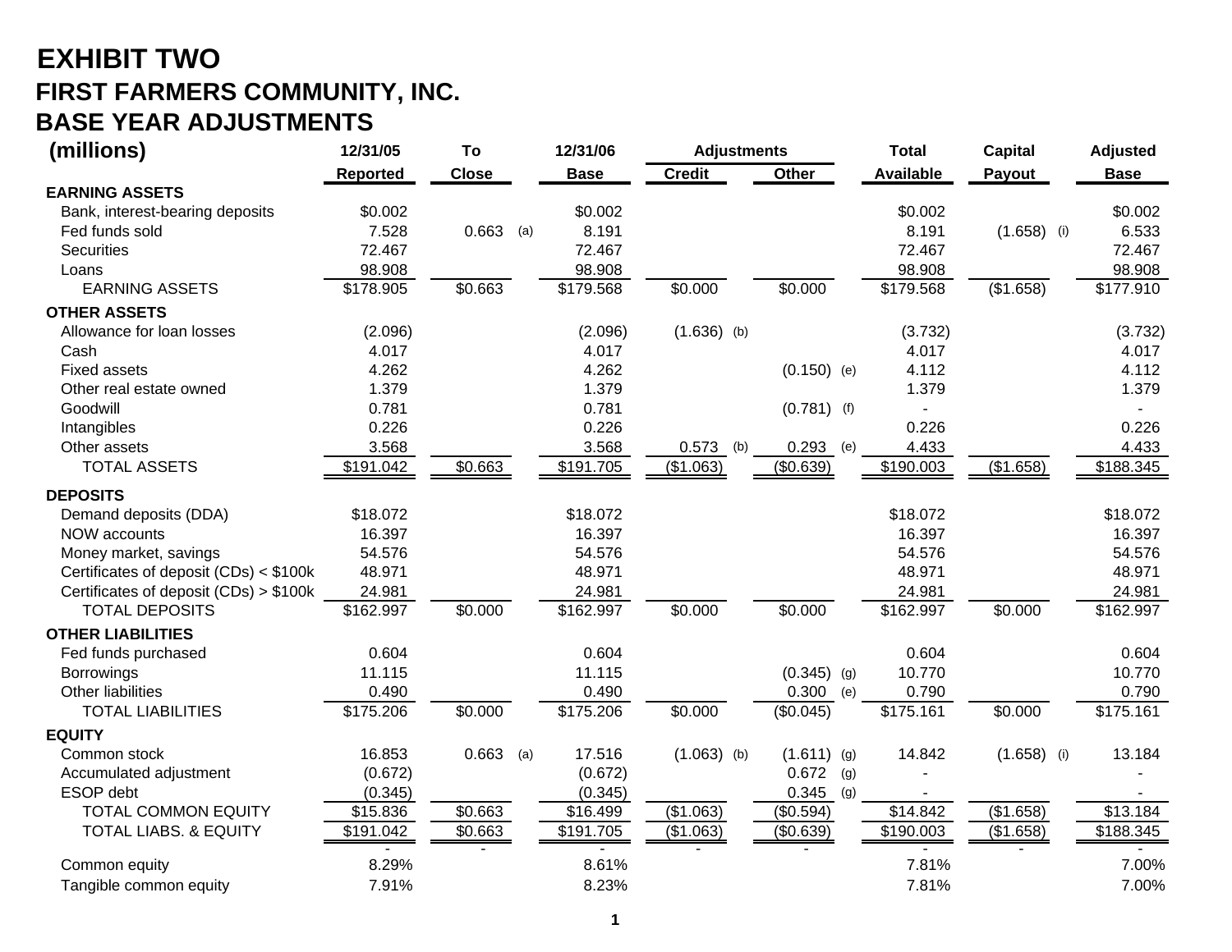# EXHIBIT TWO

## FIRST FARMERS COMMUNITY, INC.

## BASE YEAR ADJUSTMENTS

| (millions) | 12/31/05 Reported | To Close | 12/31/06 Base | Adjustments Credit | Adjustments Other | Total Available | Capital Payout | Adjusted Base |
|---|---|---|---|---|---|---|---|---|
| **EARNING ASSETS** | | | | | | | | |
| Bank, interest-bearing deposits | $0.002 | | $0.002 | | | $0.002 | | $0.002 |
| Fed funds sold | 7.528 | 0.663 (a) | 8.191 | | | 8.191 | (1.658) (i) | 6.533 |
| Securities | 72.467 | | 72.467 | | | 72.467 | | 72.467 |
| Loans | 98.908 | | 98.908 | | | 98.908 | | 98.908 |
| EARNING ASSETS | $178.905 | $0.663 | $179.568 | $0.000 | $0.000 | $179.568 | ($1.658) | $177.910 |
| **OTHER ASSETS** | | | | | | | | |
| Allowance for loan losses | (2.096) | | (2.096) | (1.636) (b) | | (3.732) | | (3.732) |
| Cash | 4.017 | | 4.017 | | | 4.017 | | 4.017 |
| Fixed assets | 4.262 | | 4.262 | | (0.150) (e) | 4.112 | | 4.112 |
| Other real estate owned | 1.379 | | 1.379 | | | 1.379 | | 1.379 |
| Goodwill | 0.781 | | 0.781 | | (0.781) (f) | - | | - |
| Intangibles | 0.226 | | 0.226 | | | 0.226 | | 0.226 |
| Other assets | 3.568 | | 3.568 | 0.573 (b) | 0.293 (e) | 4.433 | | 4.433 |
| TOTAL ASSETS | $191.042 | $0.663 | $191.705 | ($1.063) | ($0.639) | $190.003 | ($1.658) | $188.345 |
| **DEPOSITS** | | | | | | | | |
| Demand deposits (DDA) | $18.072 | | $18.072 | | | $18.072 | | $18.072 |
| NOW accounts | 16.397 | | 16.397 | | | 16.397 | | 16.397 |
| Money market, savings | 54.576 | | 54.576 | | | 54.576 | | 54.576 |
| Certificates of deposit (CDs) < $100k | 48.971 | | 48.971 | | | 48.971 | | 48.971 |
| Certificates of deposit (CDs) > $100k | 24.981 | | 24.981 | | | 24.981 | | 24.981 |
| TOTAL DEPOSITS | $162.997 | $0.000 | $162.997 | $0.000 | $0.000 | $162.997 | $0.000 | $162.997 |
| **OTHER LIABILITIES** | | | | | | | | |
| Fed funds purchased | 0.604 | | 0.604 | | | 0.604 | | 0.604 |
| Borrowings | 11.115 | | 11.115 | | (0.345) (g) | 10.770 | | 10.770 |
| Other liabilities | 0.490 | | 0.490 | | 0.300 (e) | 0.790 | | 0.790 |
| TOTAL LIABILITIES | $175.206 | $0.000 | $175.206 | $0.000 | ($0.045) | $175.161 | $0.000 | $175.161 |
| **EQUITY** | | | | | | | | |
| Common stock | 16.853 | 0.663 (a) | 17.516 | (1.063) (b) | (1.611) (g) | 14.842 | (1.658) (i) | 13.184 |
| Accumulated adjustment | (0.672) | | (0.672) | | 0.672 (g) | - | | - |
| ESOP debt | (0.345) | | (0.345) | | 0.345 (g) | - | | - |
| TOTAL COMMON EQUITY | $15.836 | $0.663 | $16.499 | ($1.063) | ($0.594) | $14.842 | ($1.658) | $13.184 |
| TOTAL LIABS. & EQUITY | $191.042 | $0.663 | $191.705 | ($1.063) | ($0.639) | $190.003 | ($1.658) | $188.345 |
| | - | - | - | - | - | - | - | - |
| Common equity | 8.29% | | 8.61% | | | 7.81% | | 7.00% |
| Tangible common equity | 7.91% | | 8.23% | | | 7.81% | | 7.00% |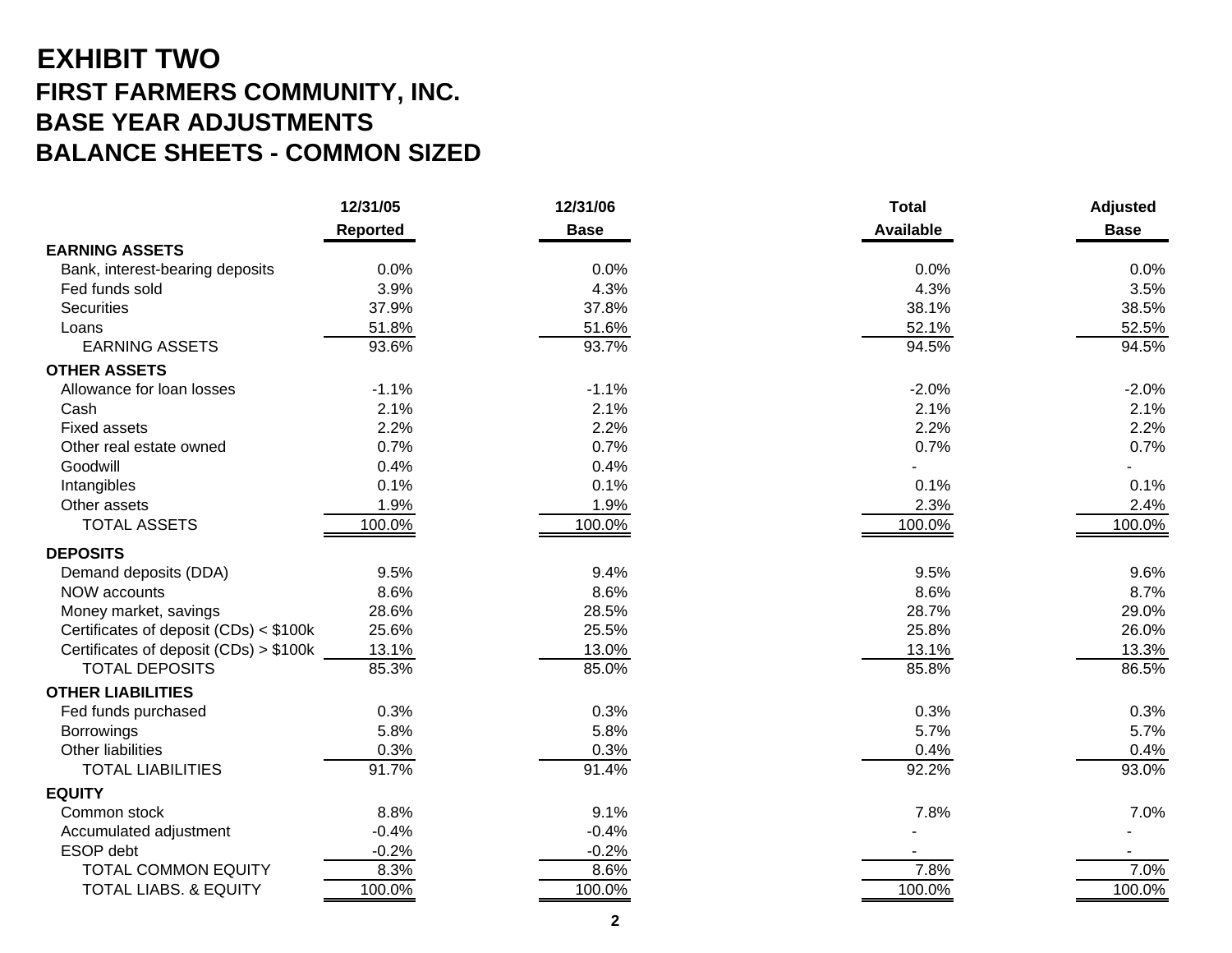# EXHIBIT TWO

## FIRST FARMERS COMMUNITY, INC.
## BASE YEAR ADJUSTMENTS
## BALANCE SHEETS - COMMON SIZED

| | 12/31/05 Reported | 12/31/06 Base | Total Available | Adjusted Base |
|---|---|---|---|---|
| **EARNING ASSETS** | | | | |
| Bank, interest-bearing deposits | 0.0% | 0.0% | 0.0% | 0.0% |
| Fed funds sold | 3.9% | 4.3% | 4.3% | 3.5% |
| Securities | 37.9% | 37.8% | 38.1% | 38.5% |
| Loans | 51.8% | 51.6% | 52.1% | 52.5% |
| EARNING ASSETS | 93.6% | 93.7% | 94.5% | 94.5% |
| **OTHER ASSETS** | | | | |
| Allowance for loan losses | -1.1% | -1.1% | -2.0% | -2.0% |
| Cash | 2.1% | 2.1% | 2.1% | 2.1% |
| Fixed assets | 2.2% | 2.2% | 2.2% | 2.2% |
| Other real estate owned | 0.7% | 0.7% | 0.7% | 0.7% |
| Goodwill | 0.4% | 0.4% | - | - |
| Intangibles | 0.1% | 0.1% | 0.1% | 0.1% |
| Other assets | 1.9% | 1.9% | 2.3% | 2.4% |
| TOTAL ASSETS | 100.0% | 100.0% | 100.0% | 100.0% |
| **DEPOSITS** | | | | |
| Demand deposits (DDA) | 9.5% | 9.4% | 9.5% | 9.6% |
| NOW accounts | 8.6% | 8.6% | 8.6% | 8.7% |
| Money market, savings | 28.6% | 28.5% | 28.7% | 29.0% |
| Certificates of deposit (CDs) < $100k | 25.6% | 25.5% | 25.8% | 26.0% |
| Certificates of deposit (CDs) > $100k | 13.1% | 13.0% | 13.1% | 13.3% |
| TOTAL DEPOSITS | 85.3% | 85.0% | 85.8% | 86.5% |
| **OTHER LIABILITIES** | | | | |
| Fed funds purchased | 0.3% | 0.3% | 0.3% | 0.3% |
| Borrowings | 5.8% | 5.8% | 5.7% | 5.7% |
| Other liabilities | 0.3% | 0.3% | 0.4% | 0.4% |
| TOTAL LIABILITIES | 91.7% | 91.4% | 92.2% | 93.0% |
| **EQUITY** | | | | |
| Common stock | 8.8% | 9.1% | 7.8% | 7.0% |
| Accumulated adjustment | -0.4% | -0.4% | - | - |
| ESOP debt | -0.2% | -0.2% | - | - |
| TOTAL COMMON EQUITY | 8.3% | 8.6% | 7.8% | 7.0% |
| TOTAL LIABS. & EQUITY | 100.0% | 100.0% | 100.0% | 100.0% |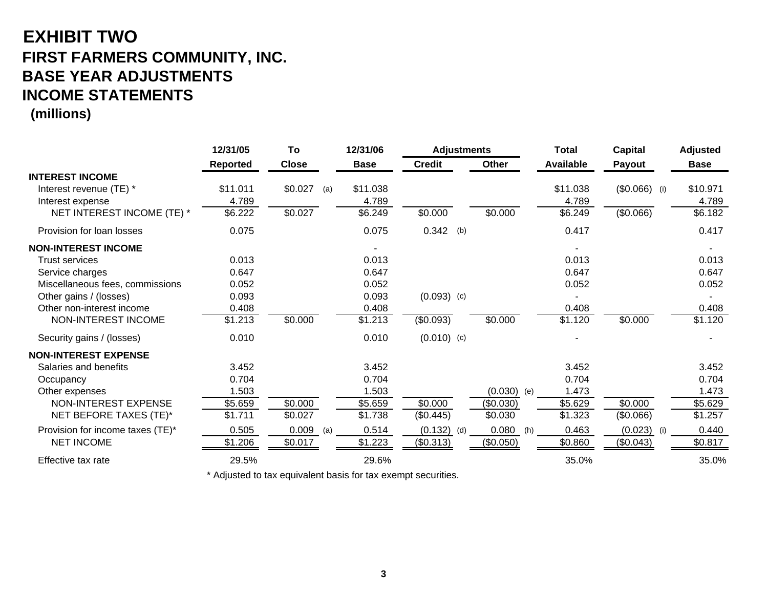# EXHIBIT TWO

## FIRST FARMERS COMMUNITY, INC.
## BASE YEAR ADJUSTMENTS
## INCOME STATEMENTS

**(millions)**

| | 12/31/05 | To | | 12/31/06 | Adjustments | | | | Total | Capital | | Adjusted |
|---|---|---|---|---|---|---|---|---|---|---|---|---|
| | Reported | Close | | Base | Credit | | Other | | Available | Payout | | Base |
| **INTEREST INCOME** | | | | | | | | | | | | |
| Interest revenue (TE) * | $11.011 | $0.027 | (a) | $11.038 | | | | | $11.038 | ($0.066) | (i) | $10.971 |
| Interest expense | 4.789 | | | 4.789 | | | | | 4.789 | | | 4.789 |
| NET INTEREST INCOME (TE) * | $6.222 | $0.027 | | $6.249 | $0.000 | | $0.000 | | $6.249 | ($0.066) | | $6.182 |
| Provision for loan losses | 0.075 | | | 0.075 | 0.342 | (b) | | | 0.417 | | | 0.417 |
| **NON-INTEREST INCOME** | | | | - | | | | | - | | | - |
| Trust services | 0.013 | | | 0.013 | | | | | 0.013 | | | 0.013 |
| Service charges | 0.647 | | | 0.647 | | | | | 0.647 | | | 0.647 |
| Miscellaneous fees, commissions | 0.052 | | | 0.052 | | | | | 0.052 | | | 0.052 |
| Other gains / (losses) | 0.093 | | | 0.093 | (0.093) | (c) | | | - | | | - |
| Other non-interest income | 0.408 | | | 0.408 | | | | | 0.408 | | | 0.408 |
| NON-INTEREST INCOME | $1.213 | $0.000 | | $1.213 | ($0.093) | | $0.000 | | $1.120 | $0.000 | | $1.120 |
| Security gains / (losses) | 0.010 | | | 0.010 | (0.010) | (c) | | | - | | | - |
| **NON-INTEREST EXPENSE** | | | | | | | | | | | | |
| Salaries and benefits | 3.452 | | | 3.452 | | | | | 3.452 | | | 3.452 |
| Occupancy | 0.704 | | | 0.704 | | | | | 0.704 | | | 0.704 |
| Other expenses | 1.503 | | | 1.503 | | | (0.030) | (e) | 1.473 | | | 1.473 |
| NON-INTEREST EXPENSE | $5.659 | $0.000 | | $5.659 | $0.000 | | ($0.030) | | $5.629 | $0.000 | | $5.629 |
| NET BEFORE TAXES (TE)* | $1.711 | $0.027 | | $1.738 | ($0.445) | | $0.030 | | $1.323 | ($0.066) | | $1.257 |
| Provision for income taxes (TE)* | 0.505 | 0.009 | (a) | 0.514 | (0.132) | (d) | 0.080 | (h) | 0.463 | (0.023) | (i) | 0.440 |
| NET INCOME | $1.206 | $0.017 | | $1.223 | ($0.313) | | ($0.050) | | $0.860 | ($0.043) | | $0.817 |
| Effective tax rate | 29.5% | | | 29.6% | | | | | 35.0% | | | 35.0% |

* Adjusted to tax equivalent basis for tax exempt securities.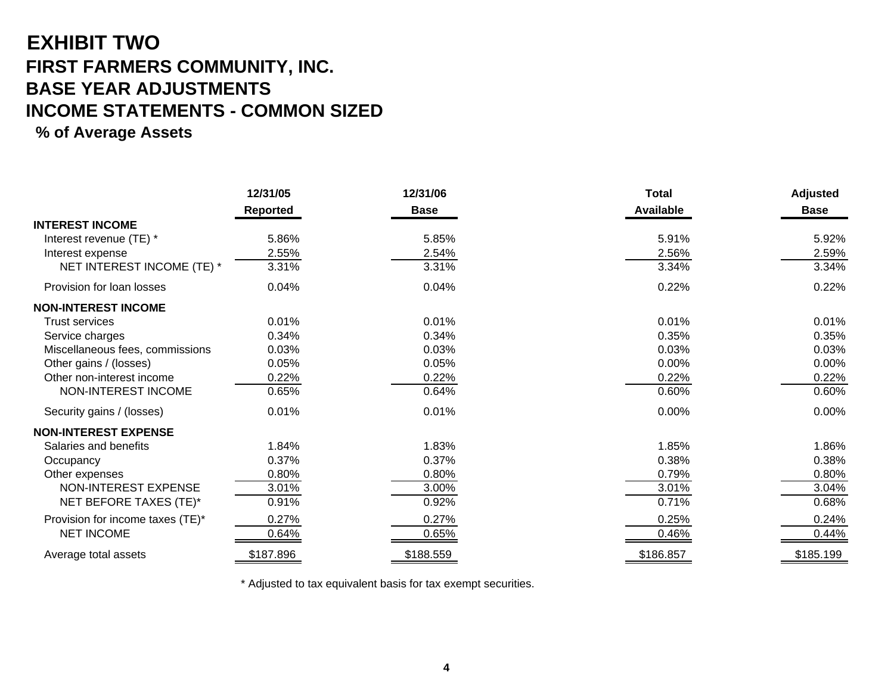# EXHIBIT TWO

## FIRST FARMERS COMMUNITY, INC.

## BASE YEAR ADJUSTMENTS

## INCOME STATEMENTS - COMMON SIZED

### % of Average Assets

| | 12/31/05 Reported | 12/31/06 Base | Total Available | Adjusted Base |
|---|---|---|---|---|
| **INTEREST INCOME** | | | | |
| Interest revenue (TE) * | 5.86% | 5.85% | 5.91% | 5.92% |
| Interest expense | 2.55% | 2.54% | 2.56% | 2.59% |
| NET INTEREST INCOME (TE) * | 3.31% | 3.31% | 3.34% | 3.34% |
| Provision for loan losses | 0.04% | 0.04% | 0.22% | 0.22% |
| **NON-INTEREST INCOME** | | | | |
| Trust services | 0.01% | 0.01% | 0.01% | 0.01% |
| Service charges | 0.34% | 0.34% | 0.35% | 0.35% |
| Miscellaneous fees, commissions | 0.03% | 0.03% | 0.03% | 0.03% |
| Other gains / (losses) | 0.05% | 0.05% | 0.00% | 0.00% |
| Other non-interest income | 0.22% | 0.22% | 0.22% | 0.22% |
| NON-INTEREST INCOME | 0.65% | 0.64% | 0.60% | 0.60% |
| Security gains / (losses) | 0.01% | 0.01% | 0.00% | 0.00% |
| **NON-INTEREST EXPENSE** | | | | |
| Salaries and benefits | 1.84% | 1.83% | 1.85% | 1.86% |
| Occupancy | 0.37% | 0.37% | 0.38% | 0.38% |
| Other expenses | 0.80% | 0.80% | 0.79% | 0.80% |
| NON-INTEREST EXPENSE | 3.01% | 3.00% | 3.01% | 3.04% |
| NET BEFORE TAXES (TE)* | 0.91% | 0.92% | 0.71% | 0.68% |
| Provision for income taxes (TE)* | 0.27% | 0.27% | 0.25% | 0.24% |
| NET INCOME | 0.64% | 0.65% | 0.46% | 0.44% |
| Average total assets | $187.896 | $188.559 | $186.857 | $185.199 |

* Adjusted to tax equivalent basis for tax exempt securities.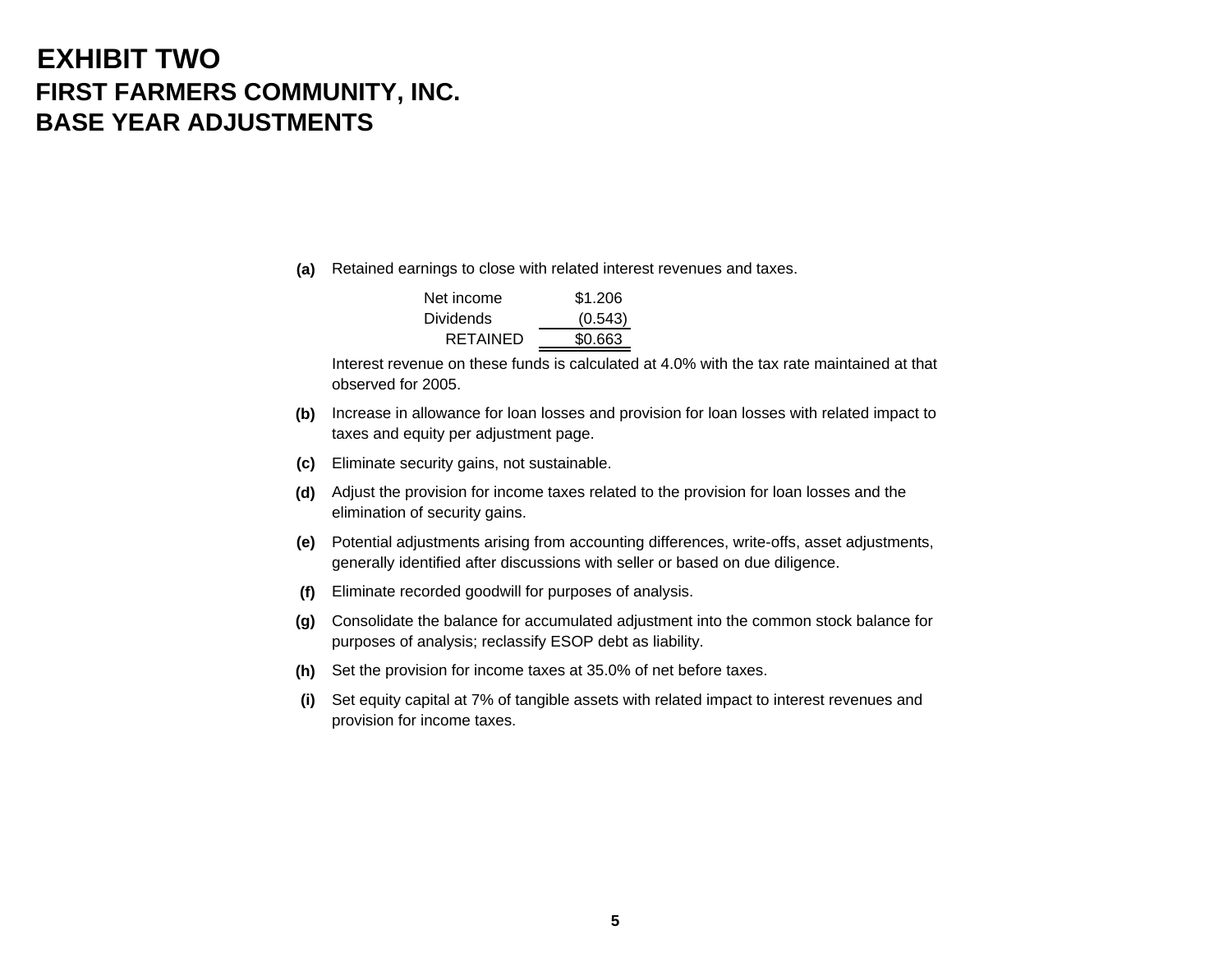# EXHIBIT TWO

## FIRST FARMERS COMMUNITY, INC.

## BASE YEAR ADJUSTMENTS

**(a)** Retained earnings to close with related interest revenues and taxes.

| | |
|---|---|
| Net income | $1.206 |
| Dividends | (0.543) |
| RETAINED | $0.663 |

Interest revenue on these funds is calculated at 4.0% with the tax rate maintained at that observed for 2005.

**(b)** Increase in allowance for loan losses and provision for loan losses with related impact to taxes and equity per adjustment page.

**(c)** Eliminate security gains, not sustainable.

**(d)** Adjust the provision for income taxes related to the provision for loan losses and the elimination of security gains.

**(e)** Potential adjustments arising from accounting differences, write-offs, asset adjustments, generally identified after discussions with seller or based on due diligence.

**(f)** Eliminate recorded goodwill for purposes of analysis.

**(g)** Consolidate the balance for accumulated adjustment into the common stock balance for purposes of analysis; reclassify ESOP debt as liability.

**(h)** Set the provision for income taxes at 35.0% of net before taxes.

**(i)** Set equity capital at 7% of tangible assets with related impact to interest revenues and provision for income taxes.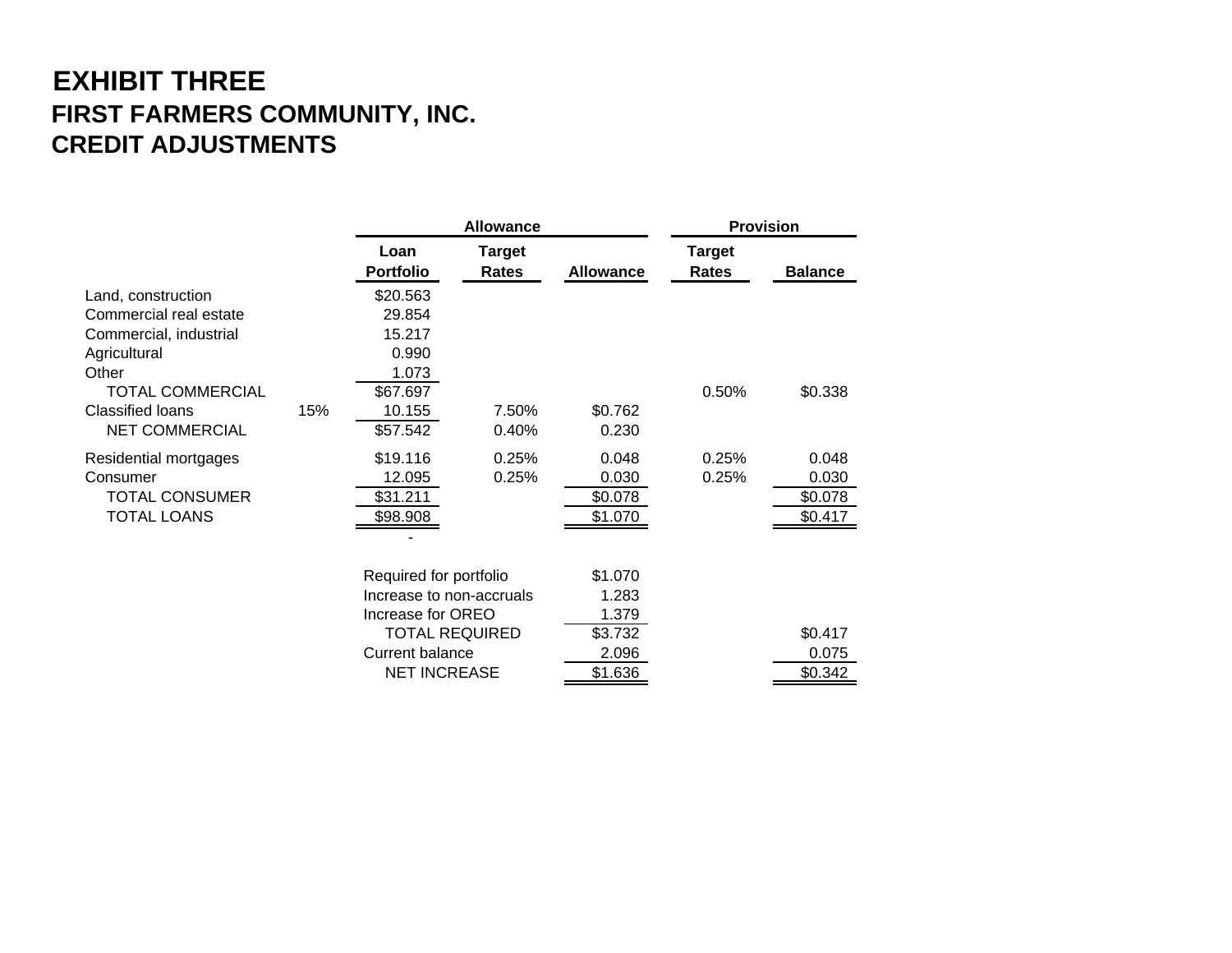# EXHIBIT THREE

## FIRST FARMERS COMMUNITY, INC.

## CREDIT ADJUSTMENTS

| | | Allowance | | | Provision | |
|---|---|---|---|---|---|---|
| | | Loan Portfolio | Target Rates | Allowance | Target Rates | Balance |
| Land, construction | | $20.563 | | | | |
| Commercial real estate | | 29.854 | | | | |
| Commercial, industrial | | 15.217 | | | | |
| Agricultural | | 0.990 | | | | |
| Other | | 1.073 | | | | |
| TOTAL COMMERCIAL | | $67.697 | | | 0.50% | $0.338 |
| Classified loans | 15% | 10.155 | 7.50% | $0.762 | | |
| NET COMMERCIAL | | $57.542 | 0.40% | 0.230 | | |
| Residential mortgages | | $19.116 | 0.25% | 0.048 | 0.25% | 0.048 |
| Consumer | | 12.095 | 0.25% | 0.030 | 0.25% | 0.030 |
| TOTAL CONSUMER | | $31.211 | | $0.078 | | $0.078 |
| TOTAL LOANS | | $98.908 | | $1.070 | | $0.417 |
| | | - | | | | |

| | Allowance | Provision |
|---|---|---|
| Required for portfolio | $1.070 | |
| Increase to non-accruals | 1.283 | |
| Increase for OREO | 1.379 | |
| TOTAL REQUIRED | $3.732 | $0.417 |
| Current balance | 2.096 | 0.075 |
| NET INCREASE | $1.636 | $0.342 |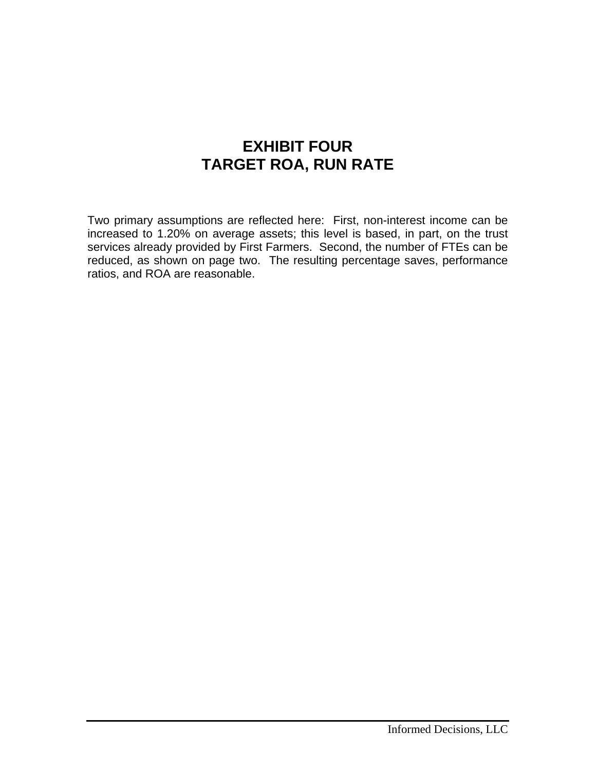# EXHIBIT FOUR
# TARGET ROA, RUN RATE

Two primary assumptions are reflected here: First, non-interest income can be increased to 1.20% on average assets; this level is based, in part, on the trust services already provided by First Farmers. Second, the number of FTEs can be reduced, as shown on page two. The resulting percentage saves, performance ratios, and ROA are reasonable.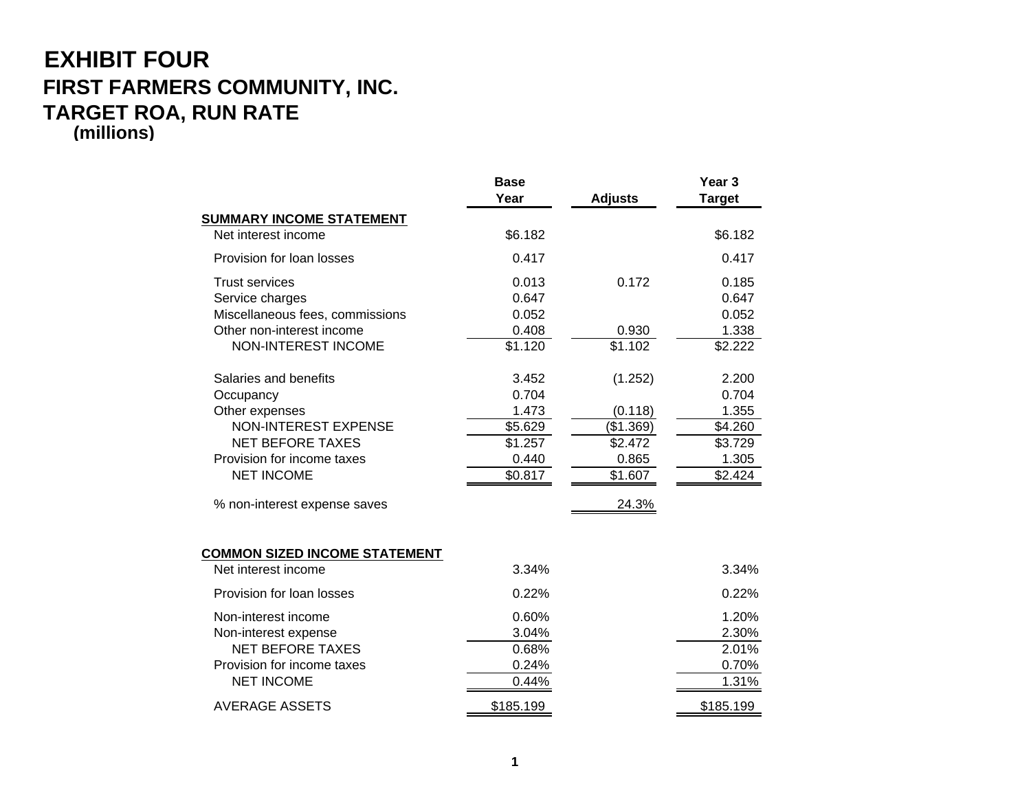# EXHIBIT FOUR

## FIRST FARMERS COMMUNITY, INC.

## TARGET ROA, RUN RATE

**(millions)**

| | Base Year | Adjusts | Year 3 Target |
|---|---|---|---|
| **SUMMARY INCOME STATEMENT** | | | |
| Net interest income | $6.182 | | $6.182 |
| Provision for loan losses | 0.417 | | 0.417 |
| Trust services | 0.013 | 0.172 | 0.185 |
| Service charges | 0.647 | | 0.647 |
| Miscellaneous fees, commissions | 0.052 | | 0.052 |
| Other non-interest income | 0.408 | 0.930 | 1.338 |
| NON-INTEREST INCOME | $1.120 | $1.102 | $2.222 |
| Salaries and benefits | 3.452 | (1.252) | 2.200 |
| Occupancy | 0.704 | | 0.704 |
| Other expenses | 1.473 | (0.118) | 1.355 |
| NON-INTEREST EXPENSE | $5.629 | ($1.369) | $4.260 |
| NET BEFORE TAXES | $1.257 | $2.472 | $3.729 |
| Provision for income taxes | 0.440 | 0.865 | 1.305 |
| NET INCOME | $0.817 | $1.607 | $2.424 |
| % non-interest expense saves | | 24.3% | |
| **COMMON SIZED INCOME STATEMENT** | | | |
| Net interest income | 3.34% | | 3.34% |
| Provision for loan losses | 0.22% | | 0.22% |
| Non-interest income | 0.60% | | 1.20% |
| Non-interest expense | 3.04% | | 2.30% |
| NET BEFORE TAXES | 0.68% | | 2.01% |
| Provision for income taxes | 0.24% | | 0.70% |
| NET INCOME | 0.44% | | 1.31% |
| AVERAGE ASSETS | $185.199 | | $185.199 |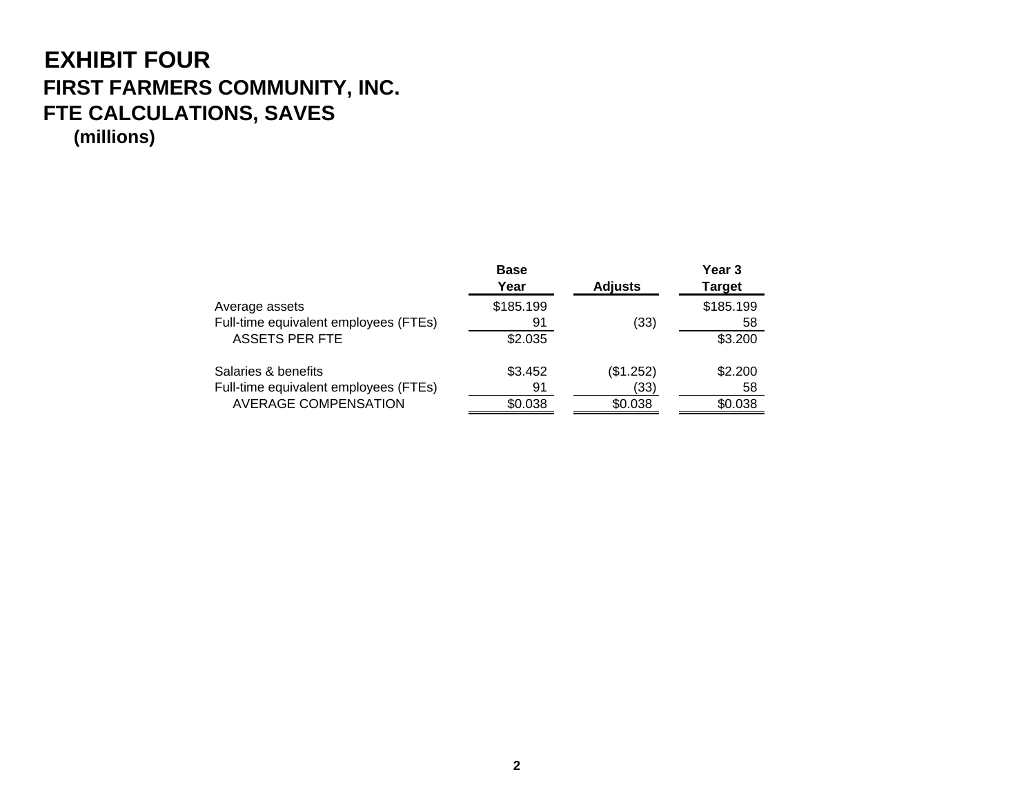# EXHIBIT FOUR

## FIRST FARMERS COMMUNITY, INC.

## FTE CALCULATIONS, SAVES

**(millions)**

| | Base Year | Adjusts | Year 3 Target |
|---|---|---|---|
| Average assets | $185.199 | | $185.199 |
| Full-time equivalent employees (FTEs) | 91 | (33) | 58 |
| ASSETS PER FTE | $2.035 | | $3.200 |
| | | | |
| Salaries & benefits | $3.452 | ($1.252) | $2.200 |
| Full-time equivalent employees (FTEs) | 91 | (33) | 58 |
| AVERAGE COMPENSATION | $0.038 | $0.038 | $0.038 |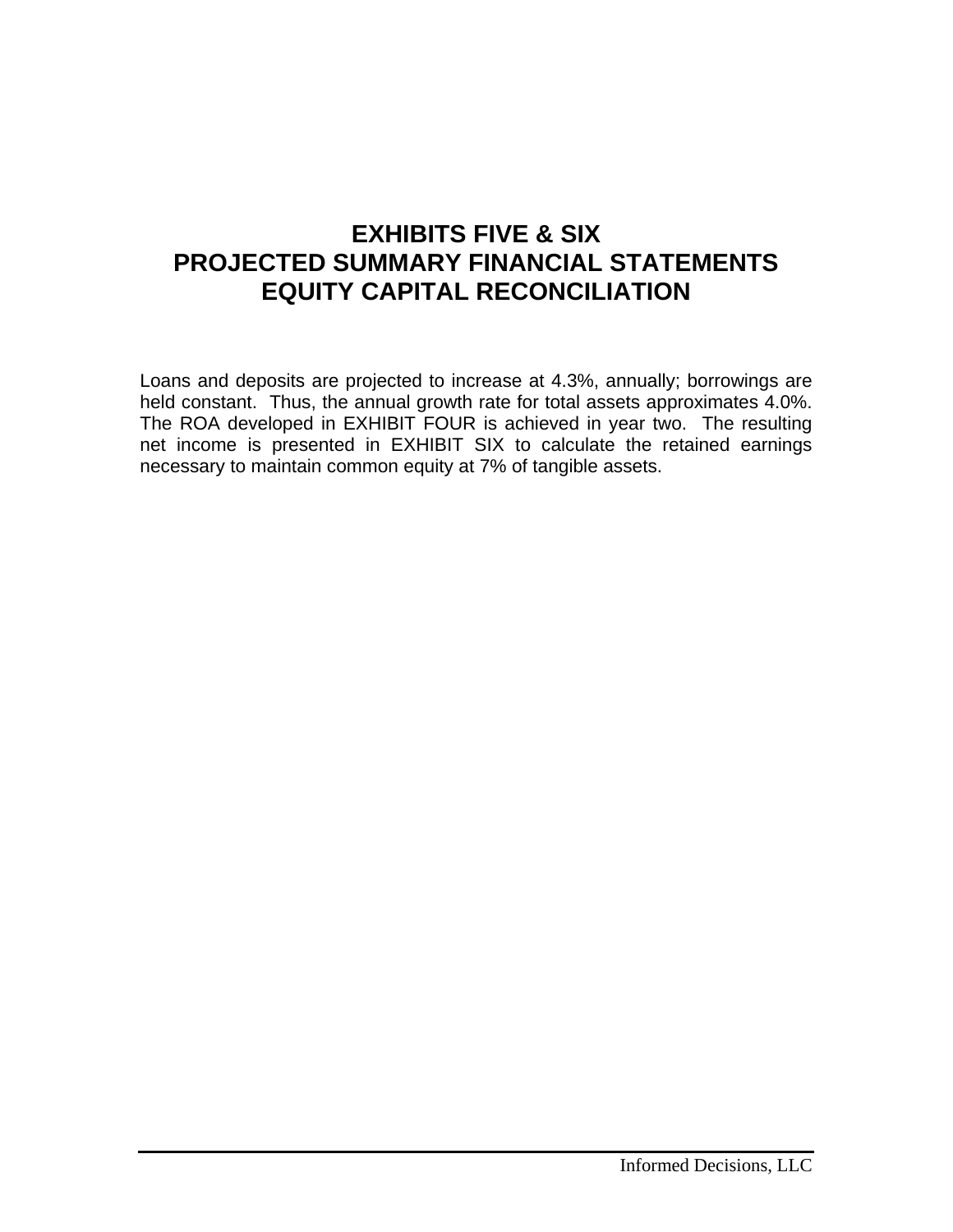# EXHIBITS FIVE & SIX
# PROJECTED SUMMARY FINANCIAL STATEMENTS
# EQUITY CAPITAL RECONCILIATION

Loans and deposits are projected to increase at 4.3%, annually; borrowings are held constant. Thus, the annual growth rate for total assets approximates 4.0%. The ROA developed in EXHIBIT FOUR is achieved in year two. The resulting net income is presented in EXHIBIT SIX to calculate the retained earnings necessary to maintain common equity at 7% of tangible assets.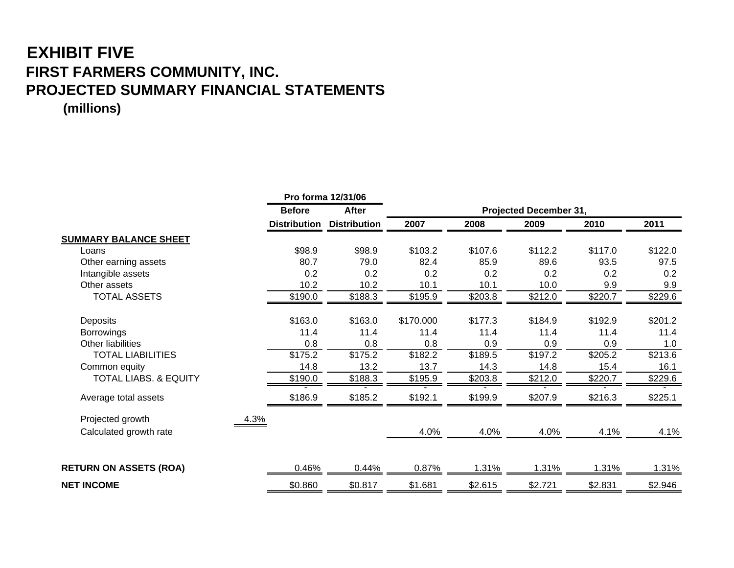# EXHIBIT FIVE

## FIRST FARMERS COMMUNITY, INC.

## PROJECTED SUMMARY FINANCIAL STATEMENTS

**(millions)**

| | | Pro forma 12/31/06 | | | | | | |
|---|---|---|---|---|---|---|---|---|
| | | Before | After | Projected December 31, | | | | |
| | | Distribution | Distribution | 2007 | 2008 | 2009 | 2010 | 2011 |
| **SUMMARY BALANCE SHEET** | | | | | | | | |
| Loans | | $98.9 | $98.9 | $103.2 | $107.6 | $112.2 | $117.0 | $122.0 |
| Other earning assets | | 80.7 | 79.0 | 82.4 | 85.9 | 89.6 | 93.5 | 97.5 |
| Intangible assets | | 0.2 | 0.2 | 0.2 | 0.2 | 0.2 | 0.2 | 0.2 |
| Other assets | | 10.2 | 10.2 | 10.1 | 10.1 | 10.0 | 9.9 | 9.9 |
| TOTAL ASSETS | | $190.0 | $188.3 | $195.9 | $203.8 | $212.0 | $220.7 | $229.6 |
| Deposits | | $163.0 | $163.0 | $170.000 | $177.3 | $184.9 | $192.9 | $201.2 |
| Borrowings | | 11.4 | 11.4 | 11.4 | 11.4 | 11.4 | 11.4 | 11.4 |
| Other liabilities | | 0.8 | 0.8 | 0.8 | 0.9 | 0.9 | 0.9 | 1.0 |
| TOTAL LIABILITIES | | $175.2 | $175.2 | $182.2 | $189.5 | $197.2 | $205.2 | $213.6 |
| Common equity | | 14.8 | 13.2 | 13.7 | 14.3 | 14.8 | 15.4 | 16.1 |
| TOTAL LIABS. & EQUITY | | $190.0 | $188.3 | $195.9 | $203.8 | $212.0 | $220.7 | $229.6 |
| | | - | - | - | - | - | - | - |
| Average total assets | | $186.9 | $185.2 | $192.1 | $199.9 | $207.9 | $216.3 | $225.1 |
| Projected growth | 4.3% | | | | | | | |
| Calculated growth rate | | | | 4.0% | 4.0% | 4.0% | 4.1% | 4.1% |
| **RETURN ON ASSETS (ROA)** | | 0.46% | 0.44% | 0.87% | 1.31% | 1.31% | 1.31% | 1.31% |
| **NET INCOME** | | $0.860 | $0.817 | $1.681 | $2.615 | $2.721 | $2.831 | $2.946 |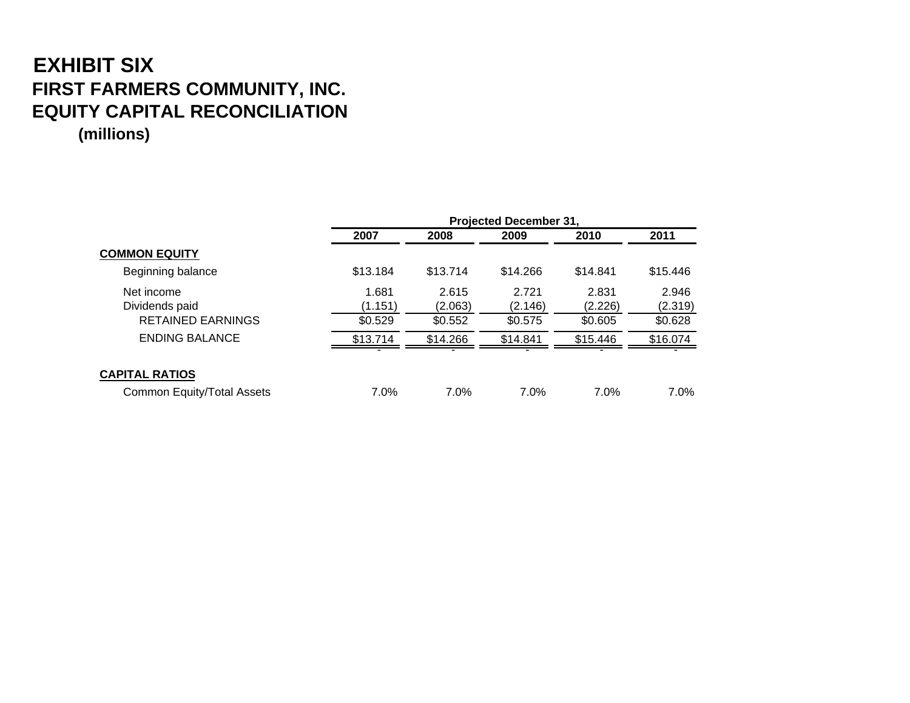# EXHIBIT SIX

## FIRST FARMERS COMMUNITY, INC.

## EQUITY CAPITAL RECONCILIATION

**(millions)**

| | Projected December 31, | | | | |
|---|---|---|---|---|---|
| | **2007** | **2008** | **2009** | **2010** | **2011** |
| **COMMON EQUITY** | | | | | |
| Beginning balance | $13.184 | $13.714 | $14.266 | $14.841 | $15.446 |
| Net income | 1.681 | 2.615 | 2.721 | 2.831 | 2.946 |
| Dividends paid | (1.151) | (2.063) | (2.146) | (2.226) | (2.319) |
| RETAINED EARNINGS | $0.529 | $0.552 | $0.575 | $0.605 | $0.628 |
| ENDING BALANCE | $13.714 | $14.266 | $14.841 | $15.446 | $16.074 |
| | - | - | - | - | - |
| **CAPITAL RATIOS** | | | | | |
| Common Equity/Total Assets | 7.0% | 7.0% | 7.0% | 7.0% | 7.0% |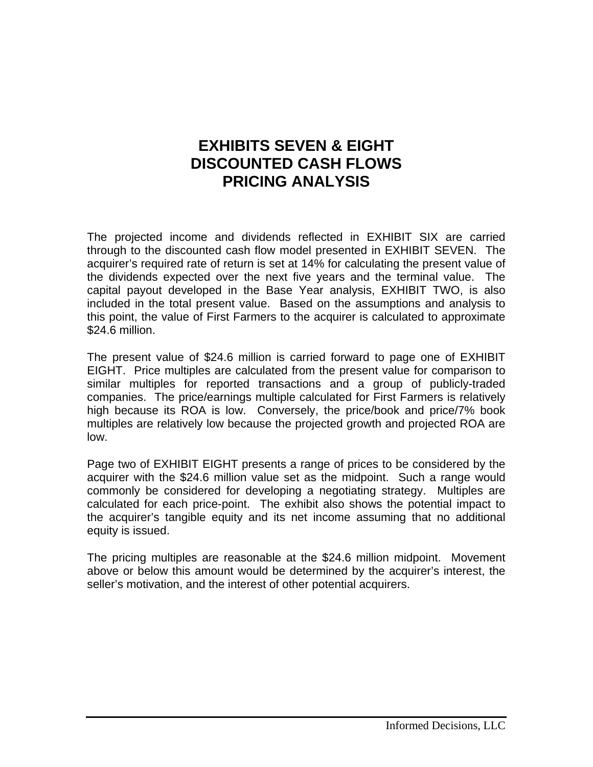# EXHIBITS SEVEN & EIGHT
# DISCOUNTED CASH FLOWS
# PRICING ANALYSIS

The projected income and dividends reflected in EXHIBIT SIX are carried through to the discounted cash flow model presented in EXHIBIT SEVEN. The acquirer's required rate of return is set at 14% for calculating the present value of the dividends expected over the next five years and the terminal value. The capital payout developed in the Base Year analysis, EXHIBIT TWO, is also included in the total present value. Based on the assumptions and analysis to this point, the value of First Farmers to the acquirer is calculated to approximate $24.6 million.

The present value of $24.6 million is carried forward to page one of EXHIBIT EIGHT. Price multiples are calculated from the present value for comparison to similar multiples for reported transactions and a group of publicly-traded companies. The price/earnings multiple calculated for First Farmers is relatively high because its ROA is low. Conversely, the price/book and price/7% book multiples are relatively low because the projected growth and projected ROA are low.

Page two of EXHIBIT EIGHT presents a range of prices to be considered by the acquirer with the $24.6 million value set as the midpoint. Such a range would commonly be considered for developing a negotiating strategy. Multiples are calculated for each price-point. The exhibit also shows the potential impact to the acquirer's tangible equity and its net income assuming that no additional equity is issued.

The pricing multiples are reasonable at the $24.6 million midpoint. Movement above or below this amount would be determined by the acquirer's interest, the seller's motivation, and the interest of other potential acquirers.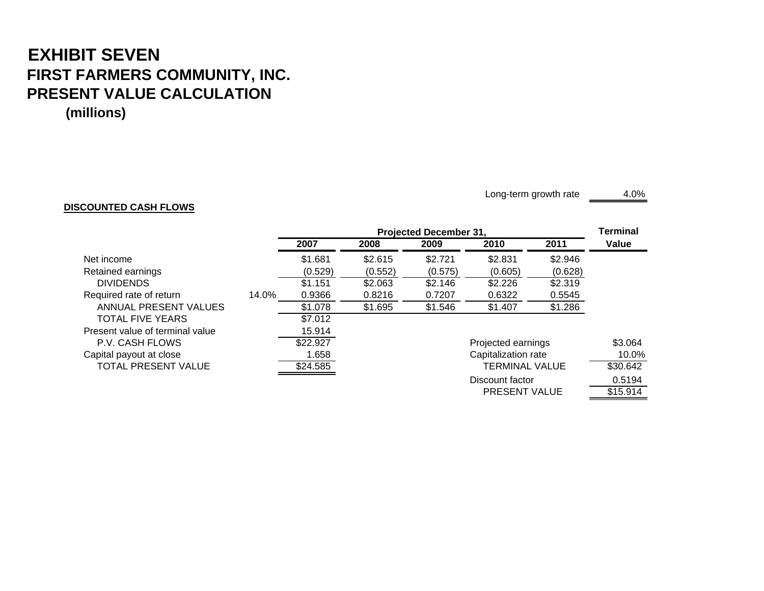# EXHIBIT SEVEN

## FIRST FARMERS COMMUNITY, INC.

## PRESENT VALUE CALCULATION

### (millions)

Long-term growth rate 4.0%

**DISCOUNTED CASH FLOWS**

| | | Projected December 31, | | | | | Terminal |
|---|---|---|---|---|---|---|---|
| | | 2007 | 2008 | 2009 | 2010 | 2011 | Value |
| Net income | | $1.681 | $2.615 | $2.721 | $2.831 | $2.946 | |
| Retained earnings | | (0.529) | (0.552) | (0.575) | (0.605) | (0.628) | |
| DIVIDENDS | | $1.151 | $2.063 | $2.146 | $2.226 | $2.319 | |
| Required rate of return | 14.0% | 0.9366 | 0.8216 | 0.7207 | 0.6322 | 0.5545 | |
| ANNUAL PRESENT VALUES | | $1.078 | $1.695 | $1.546 | $1.407 | $1.286 | |
| TOTAL FIVE YEARS | | $7.012 | | | | | |
| Present value of terminal value | | 15.914 | | | | | |
| P.V. CASH FLOWS | | $22.927 | | | Projected earnings | | $3.064 |
| Capital payout at close | | 1.658 | | | Capitalization rate | | 10.0% |
| TOTAL PRESENT VALUE | | $24.585 | | | TERMINAL VALUE | | $30.642 |
| | | | | | Discount factor | | 0.5194 |
| | | | | | PRESENT VALUE | | $15.914 |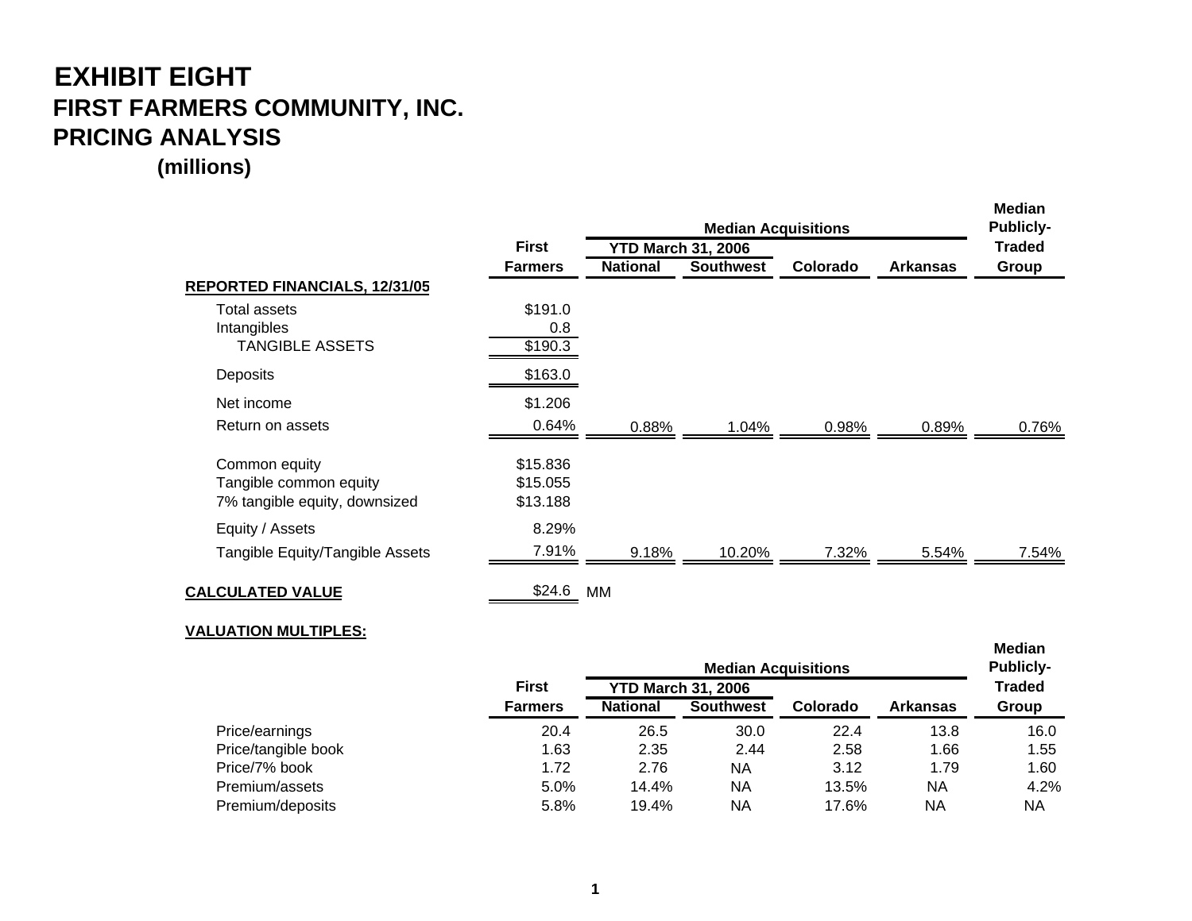# EXHIBIT EIGHT
## FIRST FARMERS COMMUNITY, INC.
## PRICING ANALYSIS
**(millions)**

| | First Farmers | Median Acquisitions YTD March 31, 2006 National | Median Acquisitions YTD March 31, 2006 Southwest | Median Acquisitions Colorado | Median Acquisitions Arkansas | Median Publicly-Traded Group |
|---|---|---|---|---|---|---|
| **REPORTED FINANCIALS, 12/31/05** | | | | | | |
| Total assets | $191.0 | | | | | |
| Intangibles | 0.8 | | | | | |
| TANGIBLE ASSETS | $190.3 | | | | | |
| Deposits | $163.0 | | | | | |
| Net income | $1.206 | | | | | |
| Return on assets | 0.64% | 0.88% | 1.04% | 0.98% | 0.89% | 0.76% |
| Common equity | $15.836 | | | | | |
| Tangible common equity | $15.055 | | | | | |
| 7% tangible equity, downsized | $13.188 | | | | | |
| Equity / Assets | 8.29% | | | | | |
| Tangible Equity/Tangible Assets | 7.91% | 9.18% | 10.20% | 7.32% | 5.54% | 7.54% |
| **CALCULATED VALUE** | $24.6 MM | | | | | |

**VALUATION MULTIPLES:**

| | First Farmers | Median Acquisitions YTD March 31, 2006 National | Median Acquisitions YTD March 31, 2006 Southwest | Median Acquisitions Colorado | Median Acquisitions Arkansas | Median Publicly-Traded Group |
|---|---|---|---|---|---|---|
| Price/earnings | 20.4 | 26.5 | 30.0 | 22.4 | 13.8 | 16.0 |
| Price/tangible book | 1.63 | 2.35 | 2.44 | 2.58 | 1.66 | 1.55 |
| Price/7% book | 1.72 | 2.76 | NA | 3.12 | 1.79 | 1.60 |
| Premium/assets | 5.0% | 14.4% | NA | 13.5% | NA | 4.2% |
| Premium/deposits | 5.8% | 19.4% | NA | 17.6% | NA | NA |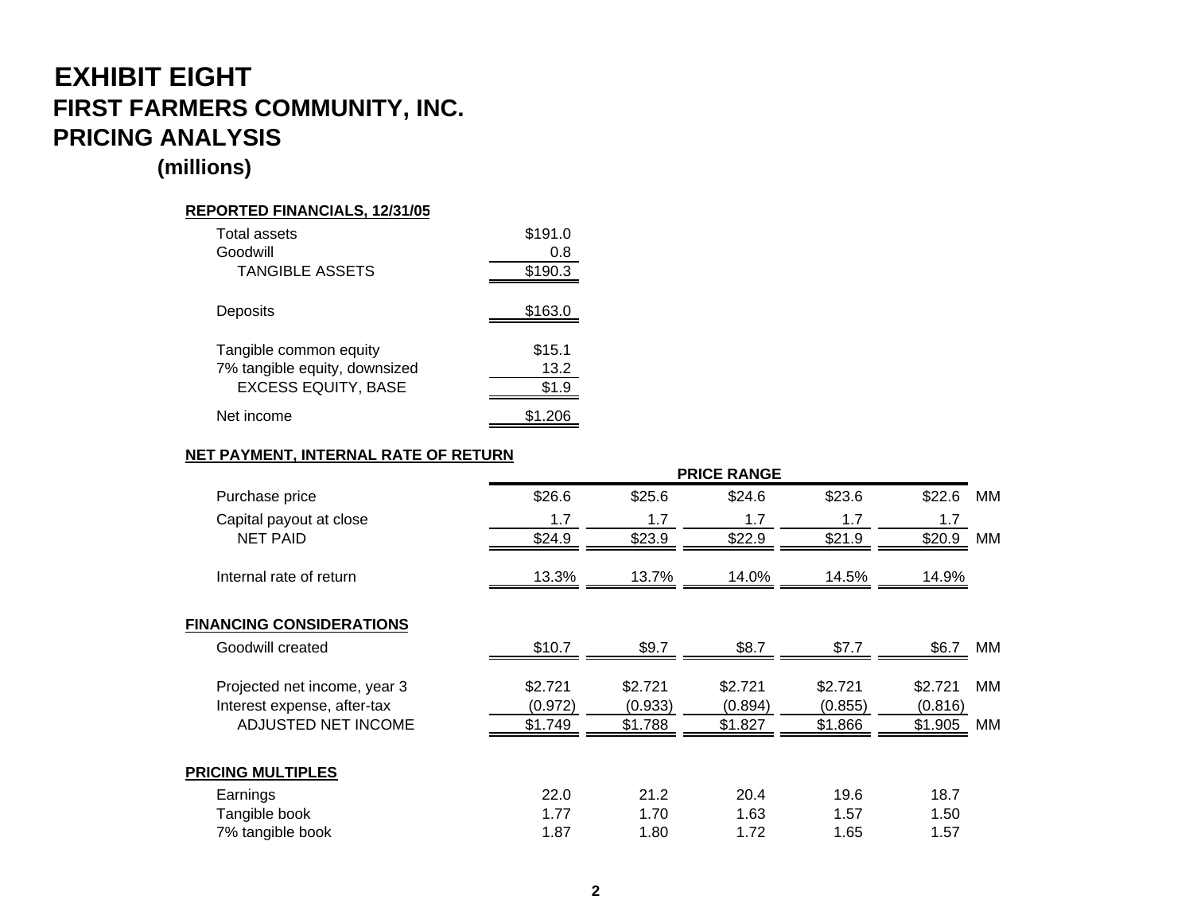# EXHIBIT EIGHT
## FIRST FARMERS COMMUNITY, INC.
## PRICING ANALYSIS
### (millions)

**REPORTED FINANCIALS, 12/31/05**

| | |
|---|---|
| Total assets | $191.0 |
| Goodwill | 0.8 |
| TANGIBLE ASSETS | $190.3 |
| | |
| Deposits | $163.0 |
| | |
| Tangible common equity | $15.1 |
| 7% tangible equity, downsized | 13.2 |
| EXCESS EQUITY, BASE | $1.9 |
| | |
| Net income | $1.206 |

**NET PAYMENT, INTERNAL RATE OF RETURN**

| | PRICE RANGE | | | | | |
|---|---|---|---|---|---|---|
| Purchase price | $26.6 | $25.6 | $24.6 | $23.6 | $22.6 | MM |
| Capital payout at close | 1.7 | 1.7 | 1.7 | 1.7 | 1.7 | |
| NET PAID | $24.9 | $23.9 | $22.9 | $21.9 | $20.9 | MM |
| | | | | | | |
| Internal rate of return | 13.3% | 13.7% | 14.0% | 14.5% | 14.9% | |

**FINANCING CONSIDERATIONS**

| | | | | | | |
|---|---|---|---|---|---|---|
| Goodwill created | $10.7 | $9.7 | $8.7 | $7.7 | $6.7 | MM |
| | | | | | | |
| Projected net income, year 3 | $2.721 | $2.721 | $2.721 | $2.721 | $2.721 | MM |
| Interest expense, after-tax | (0.972) | (0.933) | (0.894) | (0.855) | (0.816) | |
| ADJUSTED NET INCOME | $1.749 | $1.788 | $1.827 | $1.866 | $1.905 | MM |

**PRICING MULTIPLES**

| | | | | | |
|---|---|---|---|---|---|
| Earnings | 22.0 | 21.2 | 20.4 | 19.6 | 18.7 |
| Tangible book | 1.77 | 1.70 | 1.63 | 1.57 | 1.50 |
| 7% tangible book | 1.87 | 1.80 | 1.72 | 1.65 | 1.57 |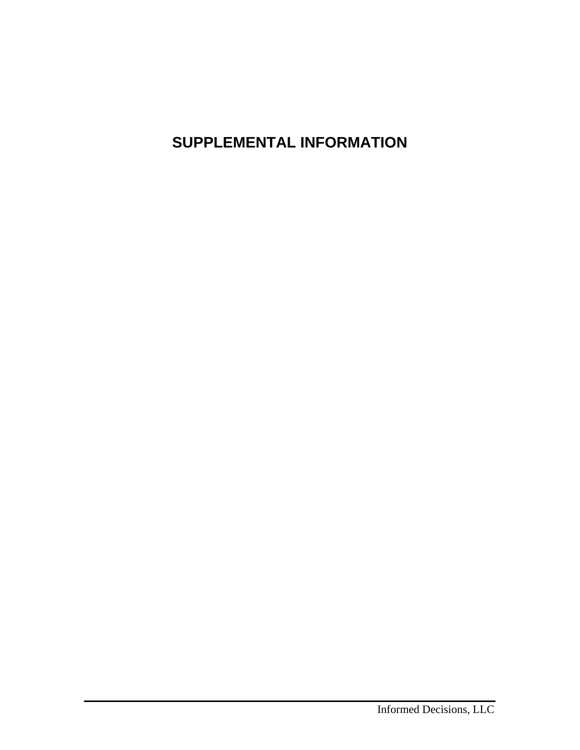# SUPPLEMENTAL INFORMATION